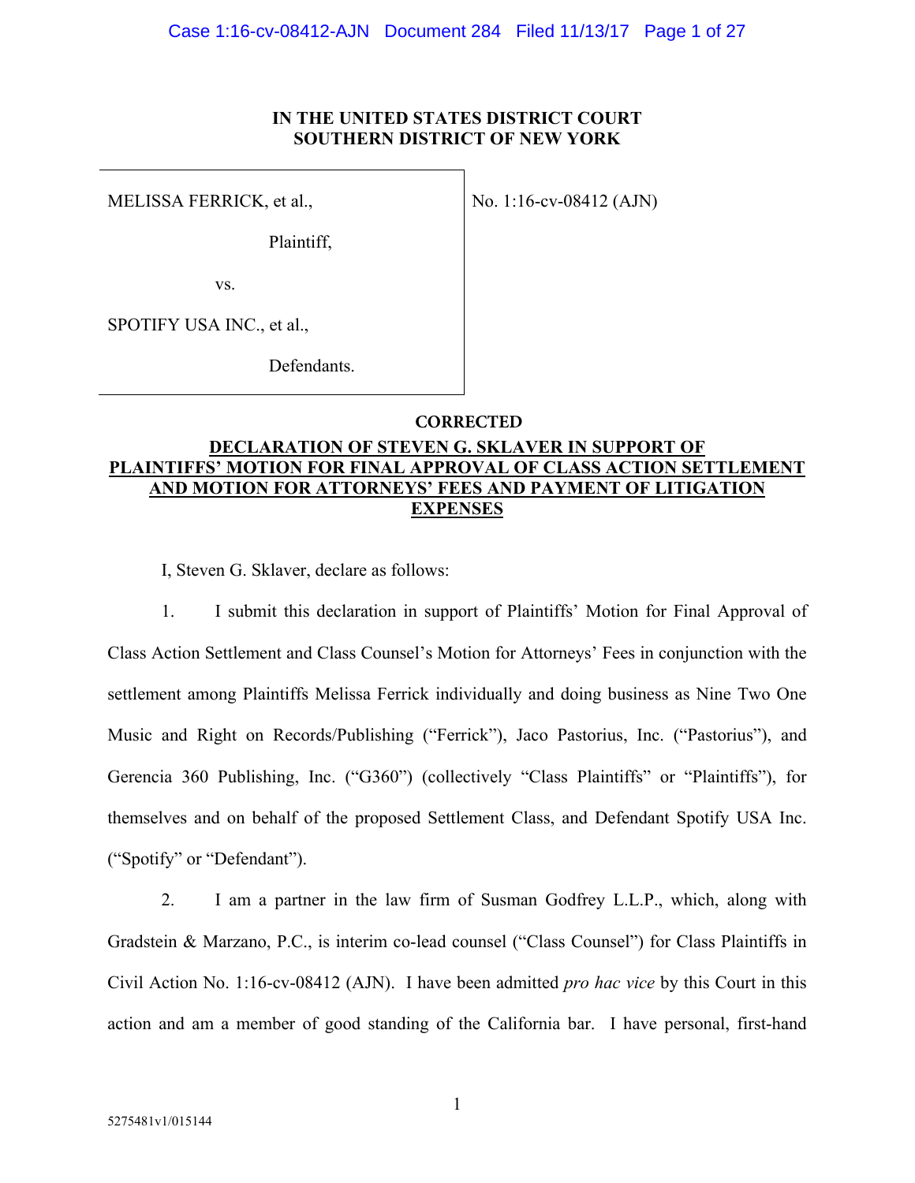**IN THE UNITED STATES DISTRICT COURT**
**SOUTHERN DISTRICT OF NEW YORK**

MELISSA FERRICK, et al.,

Plaintiff,

vs.

SPOTIFY USA INC., et al.,

Defendants.

No. 1:16-cv-08412 (AJN)

**CORRECTED**

**DECLARATION OF STEVEN G. SKLAVER IN SUPPORT OF PLAINTIFFS' MOTION FOR FINAL APPROVAL OF CLASS ACTION SETTLEMENT AND MOTION FOR ATTORNEYS' FEES AND PAYMENT OF LITIGATION EXPENSES**

I, Steven G. Sklaver, declare as follows:

1. I submit this declaration in support of Plaintiffs' Motion for Final Approval of Class Action Settlement and Class Counsel's Motion for Attorneys' Fees in conjunction with the settlement among Plaintiffs Melissa Ferrick individually and doing business as Nine Two One Music and Right on Records/Publishing ("Ferrick"), Jaco Pastorius, Inc. ("Pastorius"), and Gerencia 360 Publishing, Inc. ("G360") (collectively "Class Plaintiffs" or "Plaintiffs"), for themselves and on behalf of the proposed Settlement Class, and Defendant Spotify USA Inc. ("Spotify" or "Defendant").

2. I am a partner in the law firm of Susman Godfrey L.L.P., which, along with Gradstein & Marzano, P.C., is interim co-lead counsel ("Class Counsel") for Class Plaintiffs in Civil Action No. 1:16-cv-08412 (AJN). I have been admitted *pro hac vice* by this Court in this action and am a member of good standing of the California bar. I have personal, first-hand

5275481v1/015144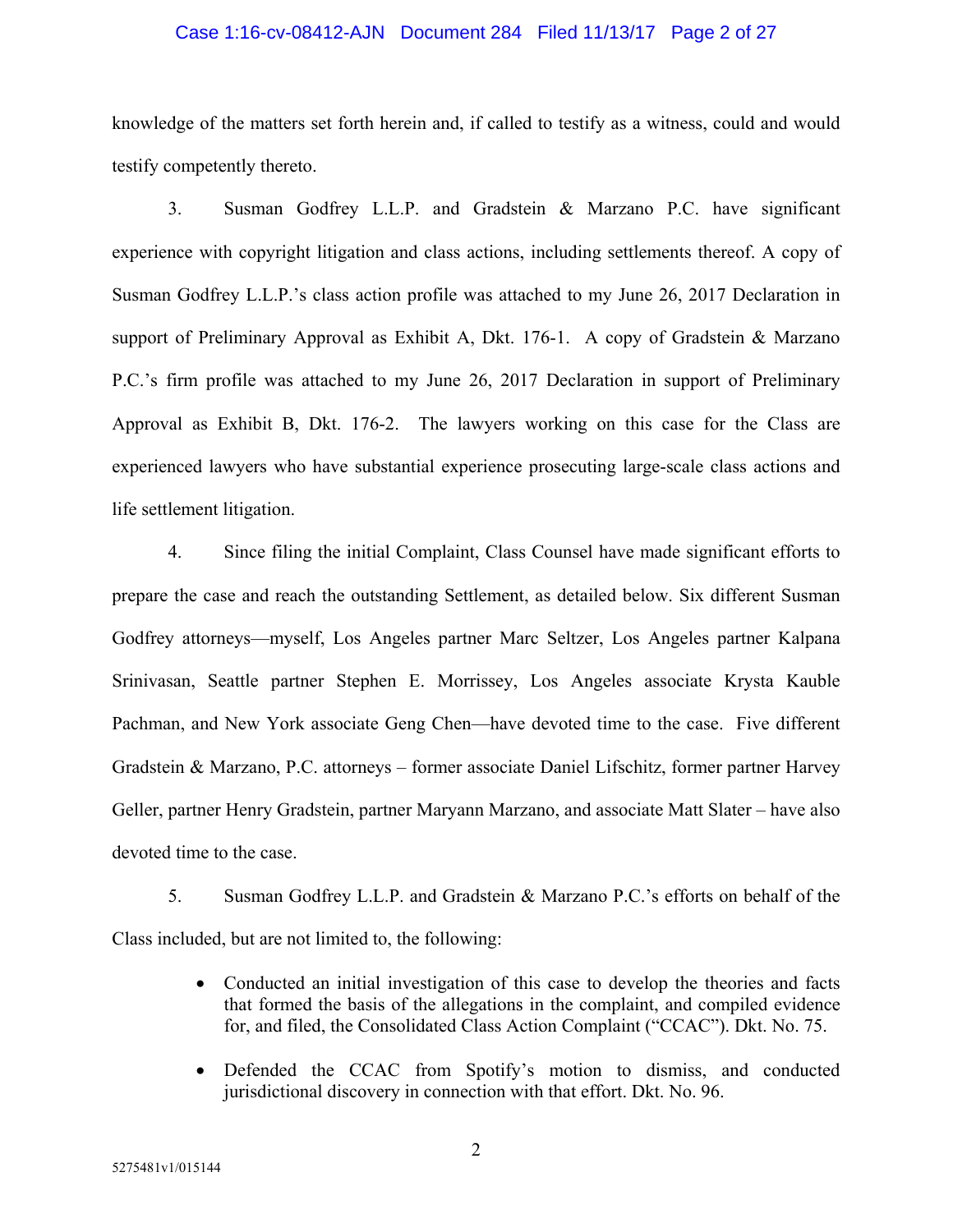knowledge of the matters set forth herein and, if called to testify as a witness, could and would testify competently thereto.

3. Susman Godfrey L.L.P. and Gradstein & Marzano P.C. have significant experience with copyright litigation and class actions, including settlements thereof. A copy of Susman Godfrey L.L.P.'s class action profile was attached to my June 26, 2017 Declaration in support of Preliminary Approval as Exhibit A, Dkt. 176-1. A copy of Gradstein & Marzano P.C.'s firm profile was attached to my June 26, 2017 Declaration in support of Preliminary Approval as Exhibit B, Dkt. 176-2. The lawyers working on this case for the Class are experienced lawyers who have substantial experience prosecuting large-scale class actions and life settlement litigation.

4. Since filing the initial Complaint, Class Counsel have made significant efforts to prepare the case and reach the outstanding Settlement, as detailed below. Six different Susman Godfrey attorneys—myself, Los Angeles partner Marc Seltzer, Los Angeles partner Kalpana Srinivasan, Seattle partner Stephen E. Morrissey, Los Angeles associate Krysta Kauble Pachman, and New York associate Geng Chen—have devoted time to the case. Five different Gradstein & Marzano, P.C. attorneys – former associate Daniel Lifschitz, former partner Harvey Geller, partner Henry Gradstein, partner Maryann Marzano, and associate Matt Slater – have also devoted time to the case.

5. Susman Godfrey L.L.P. and Gradstein & Marzano P.C.'s efforts on behalf of the Class included, but are not limited to, the following:

- Conducted an initial investigation of this case to develop the theories and facts that formed the basis of the allegations in the complaint, and compiled evidence for, and filed, the Consolidated Class Action Complaint ("CCAC"). Dkt. No. 75.
- Defended the CCAC from Spotify's motion to dismiss, and conducted jurisdictional discovery in connection with that effort. Dkt. No. 96.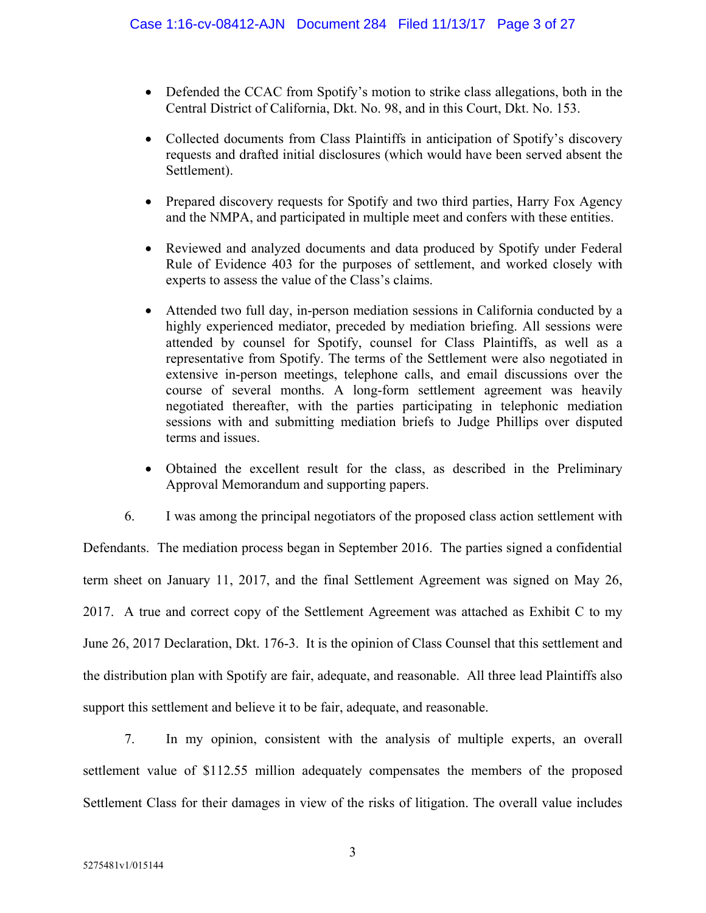- Defended the CCAC from Spotify's motion to strike class allegations, both in the Central District of California, Dkt. No. 98, and in this Court, Dkt. No. 153.

- Collected documents from Class Plaintiffs in anticipation of Spotify's discovery requests and drafted initial disclosures (which would have been served absent the Settlement).

- Prepared discovery requests for Spotify and two third parties, Harry Fox Agency and the NMPA, and participated in multiple meet and confers with these entities.

- Reviewed and analyzed documents and data produced by Spotify under Federal Rule of Evidence 403 for the purposes of settlement, and worked closely with experts to assess the value of the Class's claims.

- Attended two full day, in-person mediation sessions in California conducted by a highly experienced mediator, preceded by mediation briefing. All sessions were attended by counsel for Spotify, counsel for Class Plaintiffs, as well as a representative from Spotify. The terms of the Settlement were also negotiated in extensive in-person meetings, telephone calls, and email discussions over the course of several months. A long-form settlement agreement was heavily negotiated thereafter, with the parties participating in telephonic mediation sessions with and submitting mediation briefs to Judge Phillips over disputed terms and issues.

- Obtained the excellent result for the class, as described in the Preliminary Approval Memorandum and supporting papers.

6. I was among the principal negotiators of the proposed class action settlement with Defendants. The mediation process began in September 2016. The parties signed a confidential term sheet on January 11, 2017, and the final Settlement Agreement was signed on May 26, 2017. A true and correct copy of the Settlement Agreement was attached as Exhibit C to my June 26, 2017 Declaration, Dkt. 176-3. It is the opinion of Class Counsel that this settlement and the distribution plan with Spotify are fair, adequate, and reasonable. All three lead Plaintiffs also support this settlement and believe it to be fair, adequate, and reasonable.

7. In my opinion, consistent with the analysis of multiple experts, an overall settlement value of $112.55 million adequately compensates the members of the proposed Settlement Class for their damages in view of the risks of litigation. The overall value includes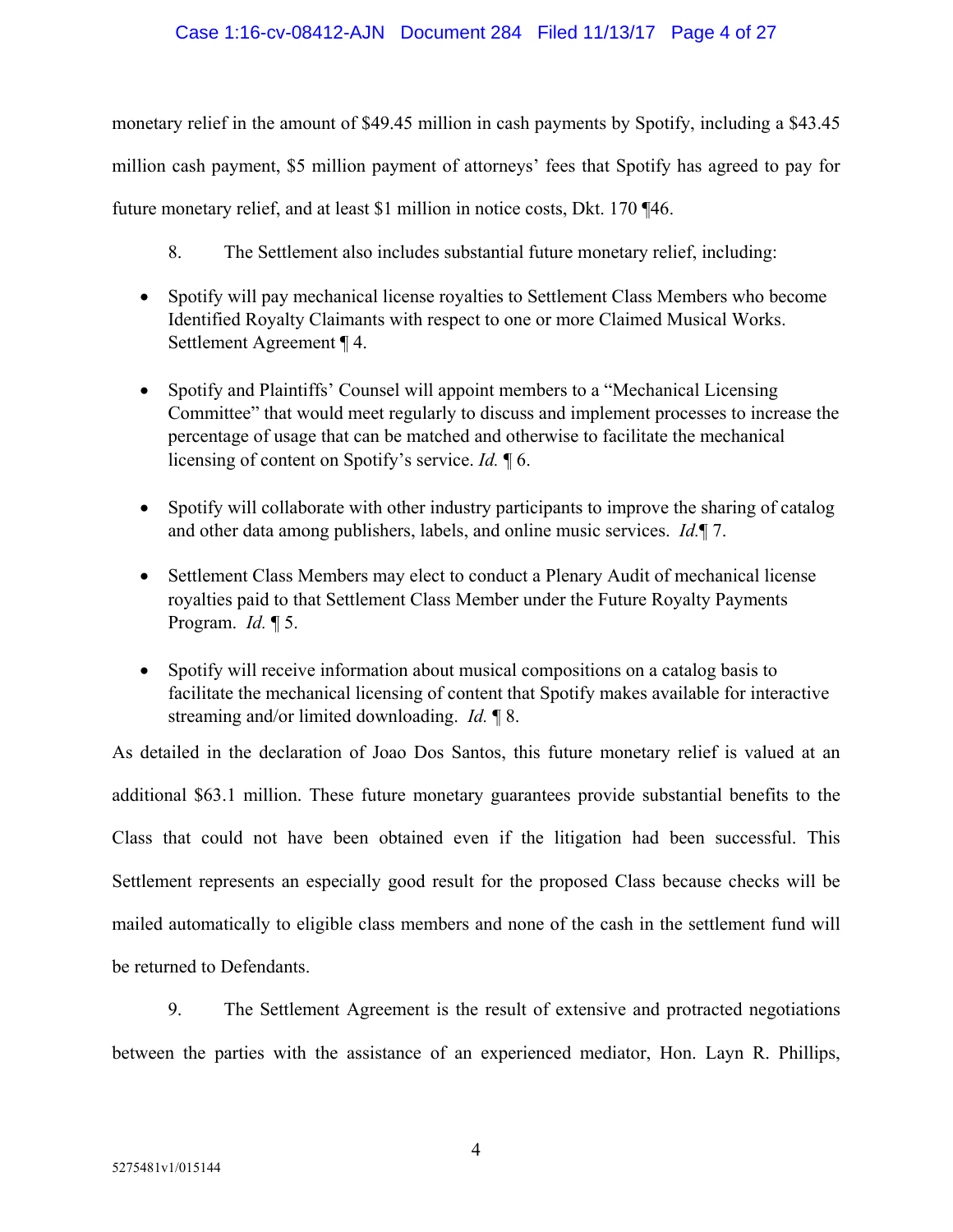monetary relief in the amount of $49.45 million in cash payments by Spotify, including a $43.45 million cash payment, $5 million payment of attorneys' fees that Spotify has agreed to pay for future monetary relief, and at least $1 million in notice costs, Dkt. 170 ¶46.

8. The Settlement also includes substantial future monetary relief, including:

- Spotify will pay mechanical license royalties to Settlement Class Members who become Identified Royalty Claimants with respect to one or more Claimed Musical Works. Settlement Agreement ¶ 4.

- Spotify and Plaintiffs' Counsel will appoint members to a "Mechanical Licensing Committee" that would meet regularly to discuss and implement processes to increase the percentage of usage that can be matched and otherwise to facilitate the mechanical licensing of content on Spotify's service. *Id.* ¶ 6.

- Spotify will collaborate with other industry participants to improve the sharing of catalog and other data among publishers, labels, and online music services. *Id.*¶ 7.

- Settlement Class Members may elect to conduct a Plenary Audit of mechanical license royalties paid to that Settlement Class Member under the Future Royalty Payments Program. *Id.* ¶ 5.

- Spotify will receive information about musical compositions on a catalog basis to facilitate the mechanical licensing of content that Spotify makes available for interactive streaming and/or limited downloading. *Id.* ¶ 8.

As detailed in the declaration of Joao Dos Santos, this future monetary relief is valued at an additional $63.1 million. These future monetary guarantees provide substantial benefits to the Class that could not have been obtained even if the litigation had been successful. This Settlement represents an especially good result for the proposed Class because checks will be mailed automatically to eligible class members and none of the cash in the settlement fund will be returned to Defendants.

9. The Settlement Agreement is the result of extensive and protracted negotiations between the parties with the assistance of an experienced mediator, Hon. Layn R. Phillips,

5275481v1/015144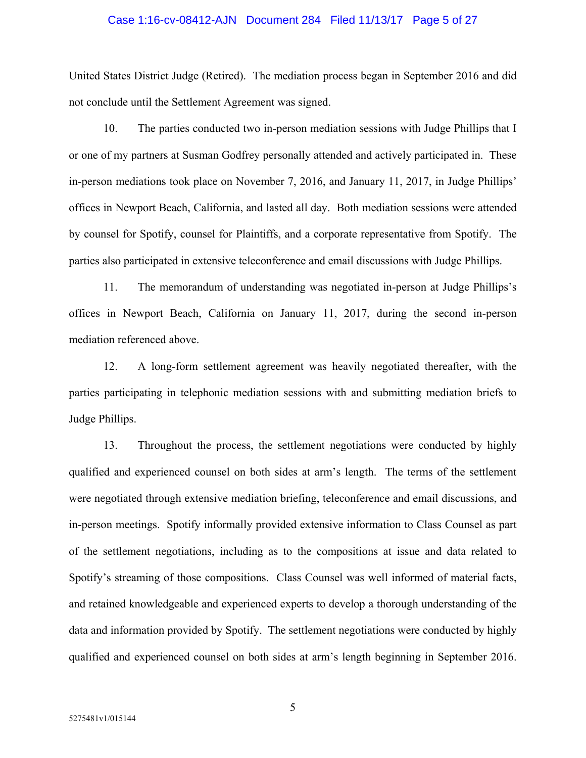United States District Judge (Retired). The mediation process began in September 2016 and did not conclude until the Settlement Agreement was signed.

10. The parties conducted two in-person mediation sessions with Judge Phillips that I or one of my partners at Susman Godfrey personally attended and actively participated in. These in-person mediations took place on November 7, 2016, and January 11, 2017, in Judge Phillips' offices in Newport Beach, California, and lasted all day. Both mediation sessions were attended by counsel for Spotify, counsel for Plaintiffs, and a corporate representative from Spotify. The parties also participated in extensive teleconference and email discussions with Judge Phillips.

11. The memorandum of understanding was negotiated in-person at Judge Phillips's offices in Newport Beach, California on January 11, 2017, during the second in-person mediation referenced above.

12. A long-form settlement agreement was heavily negotiated thereafter, with the parties participating in telephonic mediation sessions with and submitting mediation briefs to Judge Phillips.

13. Throughout the process, the settlement negotiations were conducted by highly qualified and experienced counsel on both sides at arm's length. The terms of the settlement were negotiated through extensive mediation briefing, teleconference and email discussions, and in-person meetings. Spotify informally provided extensive information to Class Counsel as part of the settlement negotiations, including as to the compositions at issue and data related to Spotify's streaming of those compositions. Class Counsel was well informed of material facts, and retained knowledgeable and experienced experts to develop a thorough understanding of the data and information provided by Spotify. The settlement negotiations were conducted by highly qualified and experienced counsel on both sides at arm's length beginning in September 2016.

5275481v1/015144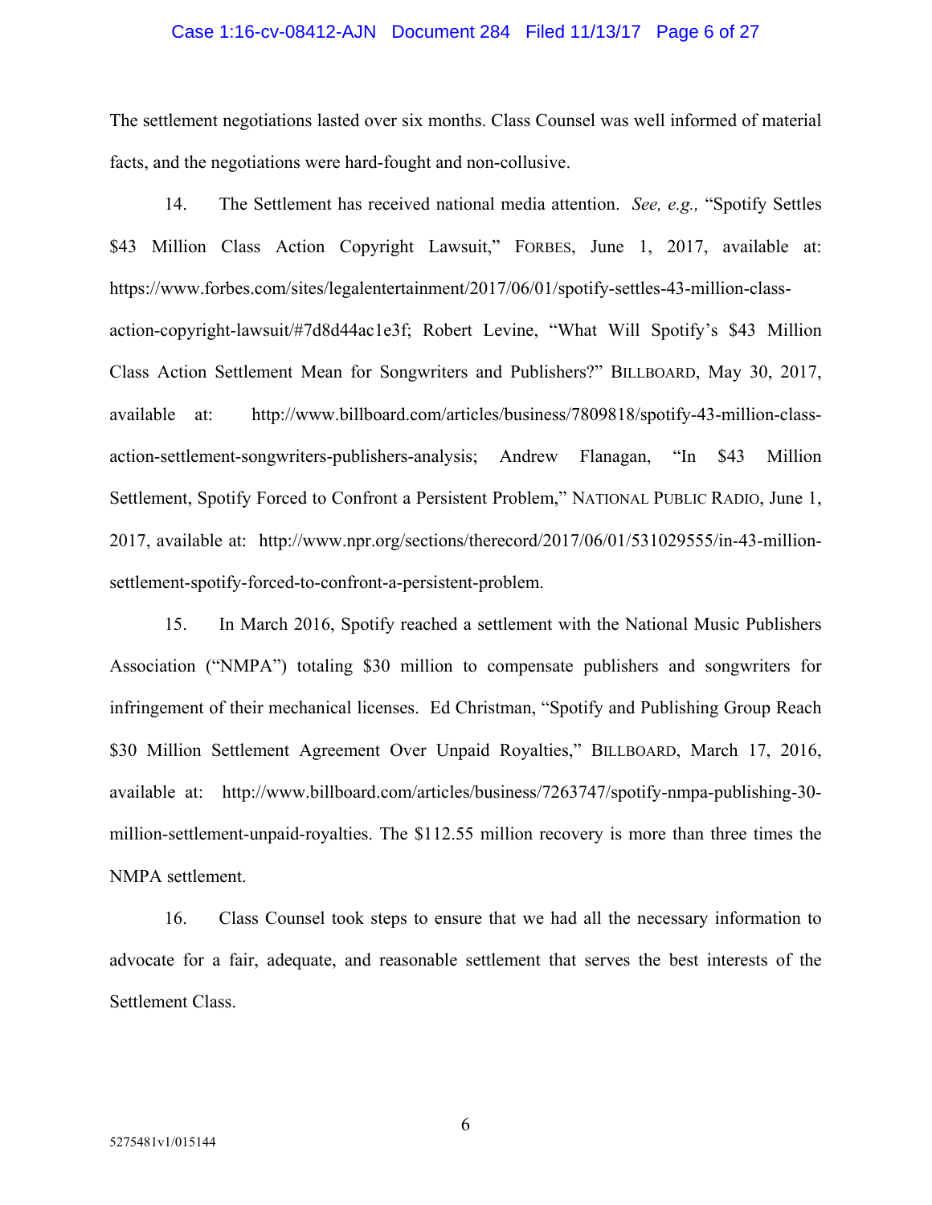The settlement negotiations lasted over six months. Class Counsel was well informed of material facts, and the negotiations were hard-fought and non-collusive.

14. The Settlement has received national media attention. *See, e.g.,* "Spotify Settles $43 Million Class Action Copyright Lawsuit," FORBES, June 1, 2017, available at: https://www.forbes.com/sites/legalentertainment/2017/06/01/spotify-settles-43-million-class-action-copyright-lawsuit/#7d8d44ac1e3f; Robert Levine, "What Will Spotify's $43 Million Class Action Settlement Mean for Songwriters and Publishers?" BILLBOARD, May 30, 2017, available at: http://www.billboard.com/articles/business/7809818/spotify-43-million-class-action-settlement-songwriters-publishers-analysis; Andrew Flanagan, "In $43 Million Settlement, Spotify Forced to Confront a Persistent Problem," NATIONAL PUBLIC RADIO, June 1, 2017, available at: http://www.npr.org/sections/therecord/2017/06/01/531029555/in-43-million-settlement-spotify-forced-to-confront-a-persistent-problem.

15. In March 2016, Spotify reached a settlement with the National Music Publishers Association ("NMPA") totaling $30 million to compensate publishers and songwriters for infringement of their mechanical licenses. Ed Christman, "Spotify and Publishing Group Reach $30 Million Settlement Agreement Over Unpaid Royalties," BILLBOARD, March 17, 2016, available at: http://www.billboard.com/articles/business/7263747/spotify-nmpa-publishing-30-million-settlement-unpaid-royalties. The $112.55 million recovery is more than three times the NMPA settlement.

16. Class Counsel took steps to ensure that we had all the necessary information to advocate for a fair, adequate, and reasonable settlement that serves the best interests of the Settlement Class.

5275481v1/015144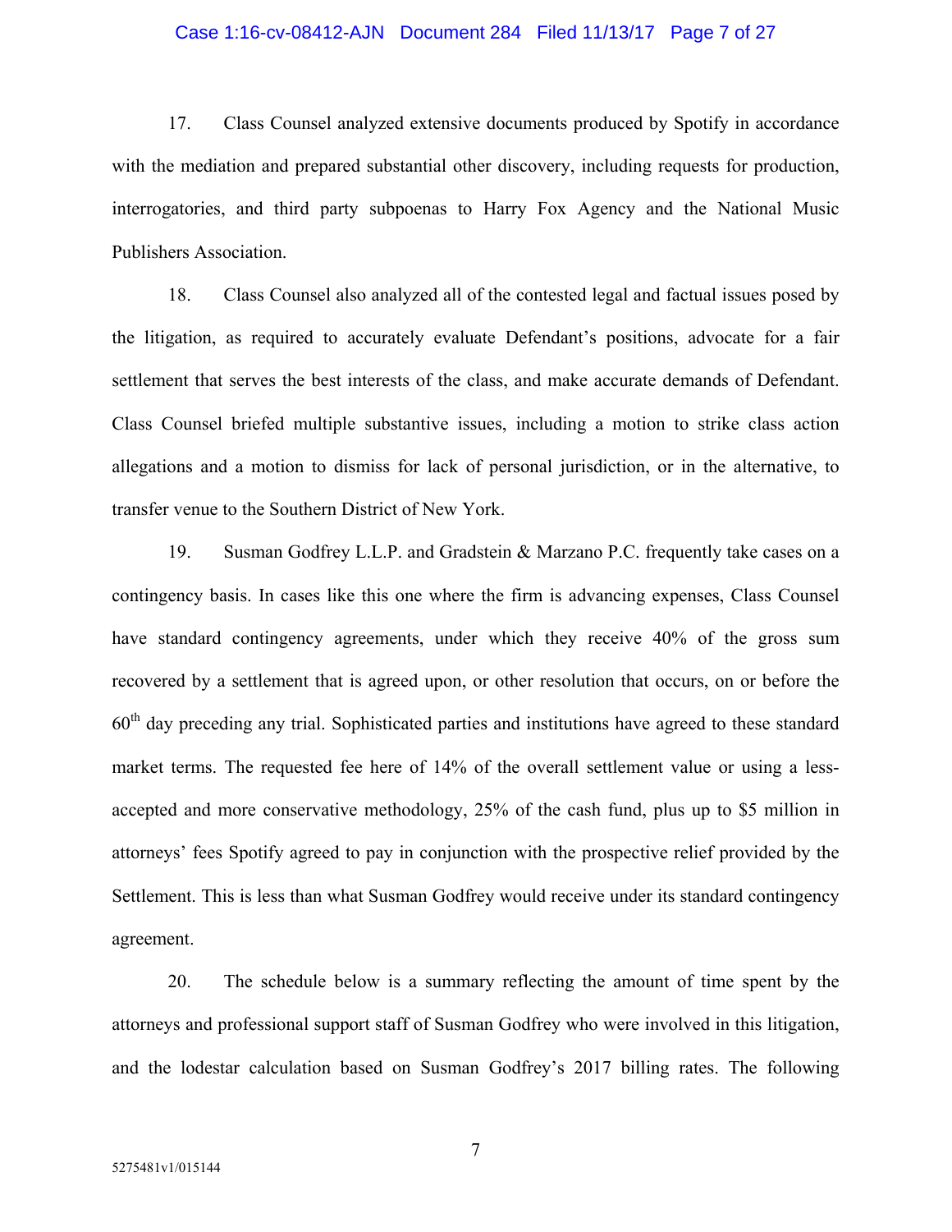17. Class Counsel analyzed extensive documents produced by Spotify in accordance with the mediation and prepared substantial other discovery, including requests for production, interrogatories, and third party subpoenas to Harry Fox Agency and the National Music Publishers Association.

18. Class Counsel also analyzed all of the contested legal and factual issues posed by the litigation, as required to accurately evaluate Defendant's positions, advocate for a fair settlement that serves the best interests of the class, and make accurate demands of Defendant. Class Counsel briefed multiple substantive issues, including a motion to strike class action allegations and a motion to dismiss for lack of personal jurisdiction, or in the alternative, to transfer venue to the Southern District of New York.

19. Susman Godfrey L.L.P. and Gradstein & Marzano P.C. frequently take cases on a contingency basis. In cases like this one where the firm is advancing expenses, Class Counsel have standard contingency agreements, under which they receive 40% of the gross sum recovered by a settlement that is agreed upon, or other resolution that occurs, on or before the 60th day preceding any trial. Sophisticated parties and institutions have agreed to these standard market terms. The requested fee here of 14% of the overall settlement value or using a less-accepted and more conservative methodology, 25% of the cash fund, plus up to $5 million in attorneys' fees Spotify agreed to pay in conjunction with the prospective relief provided by the Settlement. This is less than what Susman Godfrey would receive under its standard contingency agreement.

20. The schedule below is a summary reflecting the amount of time spent by the attorneys and professional support staff of Susman Godfrey who were involved in this litigation, and the lodestar calculation based on Susman Godfrey's 2017 billing rates. The following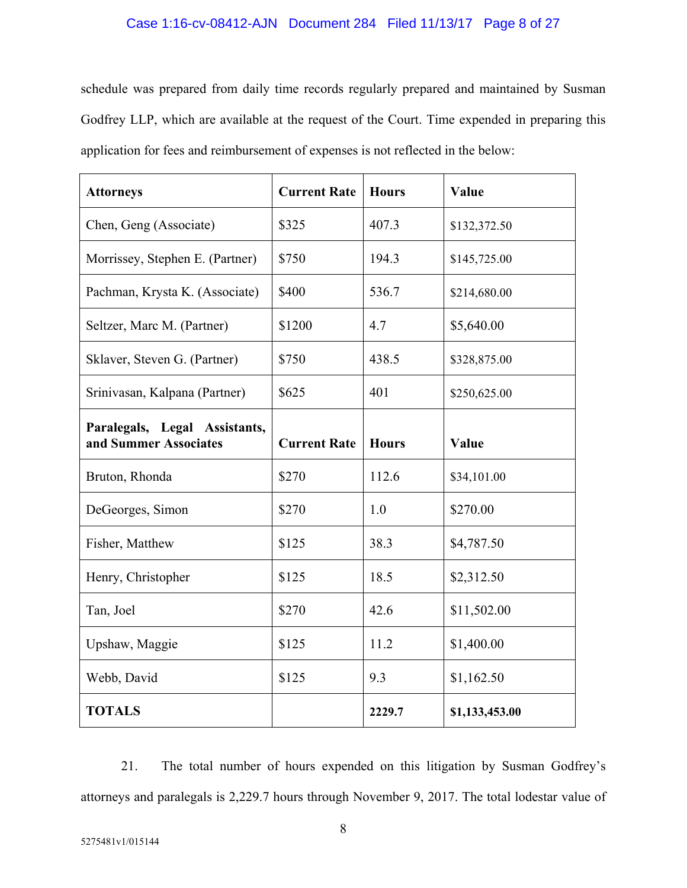schedule was prepared from daily time records regularly prepared and maintained by Susman Godfrey LLP, which are available at the request of the Court. Time expended in preparing this application for fees and reimbursement of expenses is not reflected in the below:

| **Attorneys** | **Current Rate** | **Hours** | **Value** |
|---|---|---|---|
| Chen, Geng (Associate) | $325 | 407.3 | $132,372.50 |
| Morrissey, Stephen E. (Partner) | $750 | 194.3 | $145,725.00 |
| Pachman, Krysta K. (Associate) | $400 | 536.7 | $214,680.00 |
| Seltzer, Marc M. (Partner) | $1200 | 4.7 | $5,640.00 |
| Sklaver, Steven G. (Partner) | $750 | 438.5 | $328,875.00 |
| Srinivasan, Kalpana (Partner) | $625 | 401 | $250,625.00 |
| **Paralegals, Legal Assistants, and Summer Associates** | **Current Rate** | **Hours** | **Value** |
| Bruton, Rhonda | $270 | 112.6 | $34,101.00 |
| DeGeorges, Simon | $270 | 1.0 | $270.00 |
| Fisher, Matthew | $125 | 38.3 | $4,787.50 |
| Henry, Christopher | $125 | 18.5 | $2,312.50 |
| Tan, Joel | $270 | 42.6 | $11,502.00 |
| Upshaw, Maggie | $125 | 11.2 | $1,400.00 |
| Webb, David | $125 | 9.3 | $1,162.50 |
| **TOTALS** | | **2229.7** | **$1,133,453.00** |

21. The total number of hours expended on this litigation by Susman Godfrey's attorneys and paralegals is 2,229.7 hours through November 9, 2017. The total lodestar value of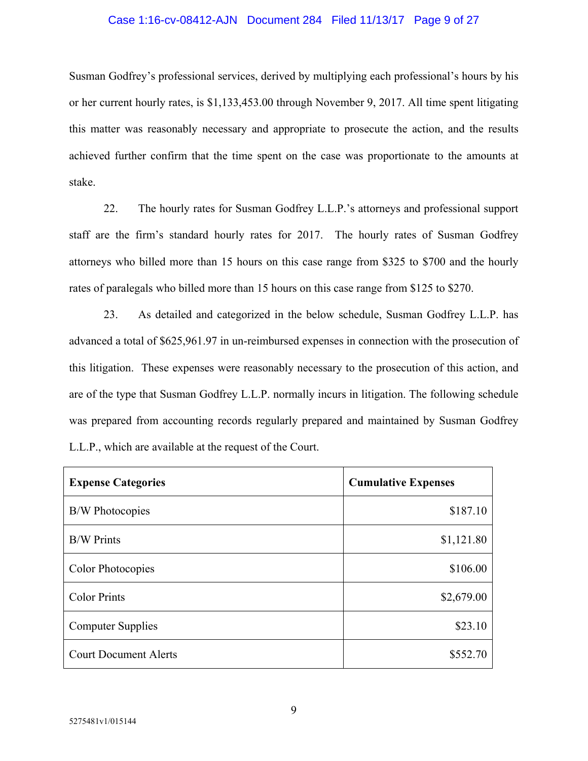Susman Godfrey's professional services, derived by multiplying each professional's hours by his or her current hourly rates, is $1,133,453.00 through November 9, 2017. All time spent litigating this matter was reasonably necessary and appropriate to prosecute the action, and the results achieved further confirm that the time spent on the case was proportionate to the amounts at stake.

22. The hourly rates for Susman Godfrey L.L.P.'s attorneys and professional support staff are the firm's standard hourly rates for 2017. The hourly rates of Susman Godfrey attorneys who billed more than 15 hours on this case range from $325 to $700 and the hourly rates of paralegals who billed more than 15 hours on this case range from $125 to $270.

23. As detailed and categorized in the below schedule, Susman Godfrey L.L.P. has advanced a total of $625,961.97 in un-reimbursed expenses in connection with the prosecution of this litigation. These expenses were reasonably necessary to the prosecution of this action, and are of the type that Susman Godfrey L.L.P. normally incurs in litigation. The following schedule was prepared from accounting records regularly prepared and maintained by Susman Godfrey L.L.P., which are available at the request of the Court.

| **Expense Categories** | **Cumulative Expenses** |
|---|---:|
| B/W Photocopies | $187.10 |
| B/W Prints | $1,121.80 |
| Color Photocopies | $106.00 |
| Color Prints | $2,679.00 |
| Computer Supplies | $23.10 |
| Court Document Alerts | $552.70 |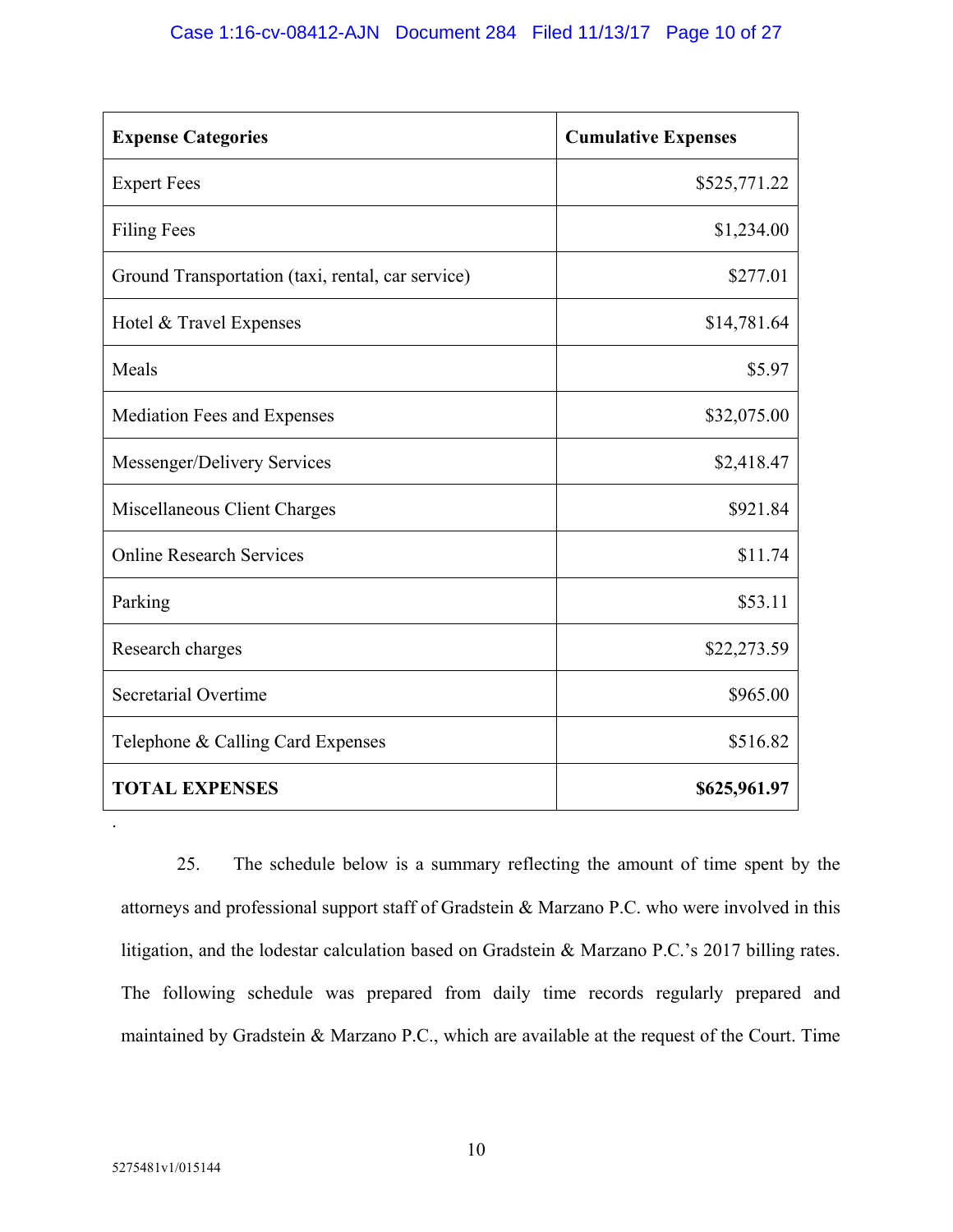| **Expense Categories** | **Cumulative Expenses** |
|---|---|
| Expert Fees | $525,771.22 |
| Filing Fees | $1,234.00 |
| Ground Transportation (taxi, rental, car service) | $277.01 |
| Hotel & Travel Expenses | $14,781.64 |
| Meals | $5.97 |
| Mediation Fees and Expenses | $32,075.00 |
| Messenger/Delivery Services | $2,418.47 |
| Miscellaneous Client Charges | $921.84 |
| Online Research Services | $11.74 |
| Parking | $53.11 |
| Research charges | $22,273.59 |
| Secretarial Overtime | $965.00 |
| Telephone & Calling Card Expenses | $516.82 |
| **TOTAL EXPENSES** | **$625,961.97** |

.

25. The schedule below is a summary reflecting the amount of time spent by the attorneys and professional support staff of Gradstein & Marzano P.C. who were involved in this litigation, and the lodestar calculation based on Gradstein & Marzano P.C.'s 2017 billing rates. The following schedule was prepared from daily time records regularly prepared and maintained by Gradstein & Marzano P.C., which are available at the request of the Court. Time

5275481v1/015144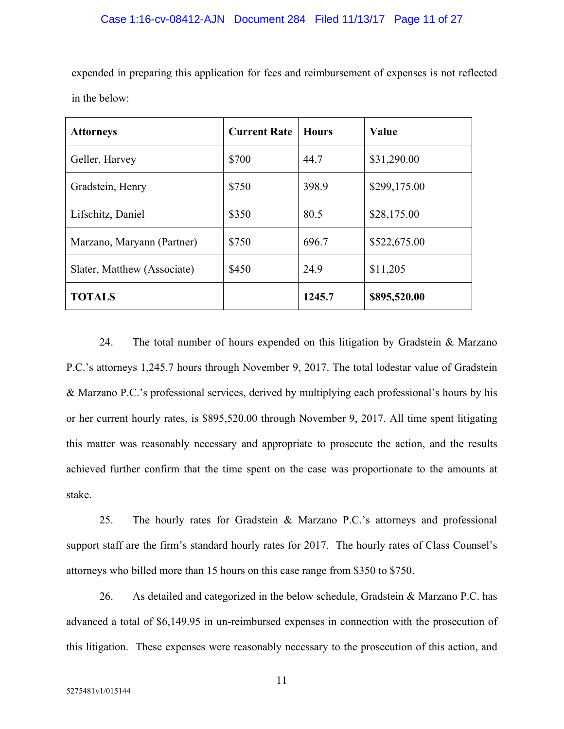expended in preparing this application for fees and reimbursement of expenses is not reflected in the below:

| **Attorneys** | **Current Rate** | **Hours** | **Value** |
|---|---|---|---|
| Geller, Harvey | $700 | 44.7 | $31,290.00 |
| Gradstein, Henry | $750 | 398.9 | $299,175.00 |
| Lifschitz, Daniel | $350 | 80.5 | $28,175.00 |
| Marzano, Maryann (Partner) | $750 | 696.7 | $522,675.00 |
| Slater, Matthew (Associate) | $450 | 24.9 | $11,205 |
| **TOTALS** | | **1245.7** | **$895,520.00** |

24. The total number of hours expended on this litigation by Gradstein & Marzano P.C.'s attorneys 1,245.7 hours through November 9, 2017. The total lodestar value of Gradstein & Marzano P.C.'s professional services, derived by multiplying each professional's hours by his or her current hourly rates, is $895,520.00 through November 9, 2017. All time spent litigating this matter was reasonably necessary and appropriate to prosecute the action, and the results achieved further confirm that the time spent on the case was proportionate to the amounts at stake.

25. The hourly rates for Gradstein & Marzano P.C.'s attorneys and professional support staff are the firm's standard hourly rates for 2017. The hourly rates of Class Counsel's attorneys who billed more than 15 hours on this case range from $350 to $750.

26. As detailed and categorized in the below schedule, Gradstein & Marzano P.C. has advanced a total of $6,149.95 in un-reimbursed expenses in connection with the prosecution of this litigation. These expenses were reasonably necessary to the prosecution of this action, and

5275481v1/015144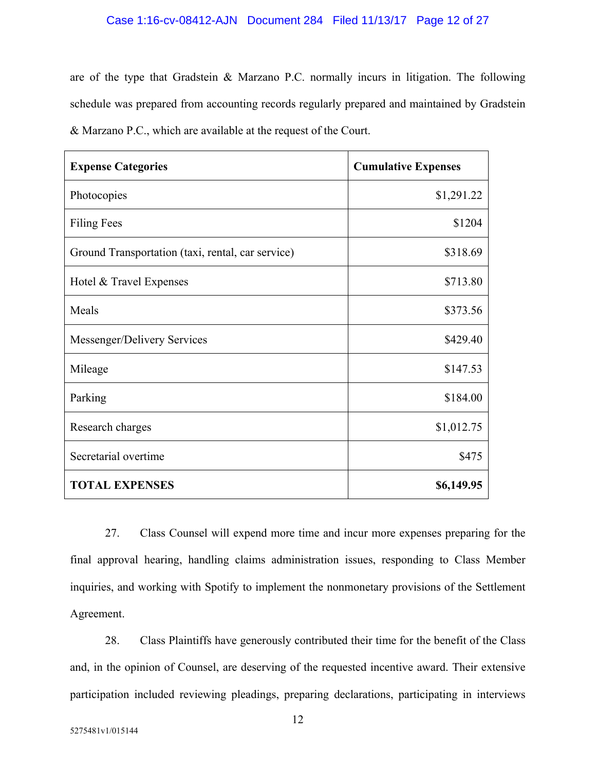are of the type that Gradstein & Marzano P.C. normally incurs in litigation. The following schedule was prepared from accounting records regularly prepared and maintained by Gradstein & Marzano P.C., which are available at the request of the Court.

| **Expense Categories** | **Cumulative Expenses** |
|---|---:|
| Photocopies | $1,291.22 |
| Filing Fees | $1204 |
| Ground Transportation (taxi, rental, car service) | $318.69 |
| Hotel & Travel Expenses | $713.80 |
| Meals | $373.56 |
| Messenger/Delivery Services | $429.40 |
| Mileage | $147.53 |
| Parking | $184.00 |
| Research charges | $1,012.75 |
| Secretarial overtime | $475 |
| **TOTAL EXPENSES** | **$6,149.95** |

27. Class Counsel will expend more time and incur more expenses preparing for the final approval hearing, handling claims administration issues, responding to Class Member inquiries, and working with Spotify to implement the nonmonetary provisions of the Settlement Agreement.

28. Class Plaintiffs have generously contributed their time for the benefit of the Class and, in the opinion of Counsel, are deserving of the requested incentive award. Their extensive participation included reviewing pleadings, preparing declarations, participating in interviews

5275481v1/015144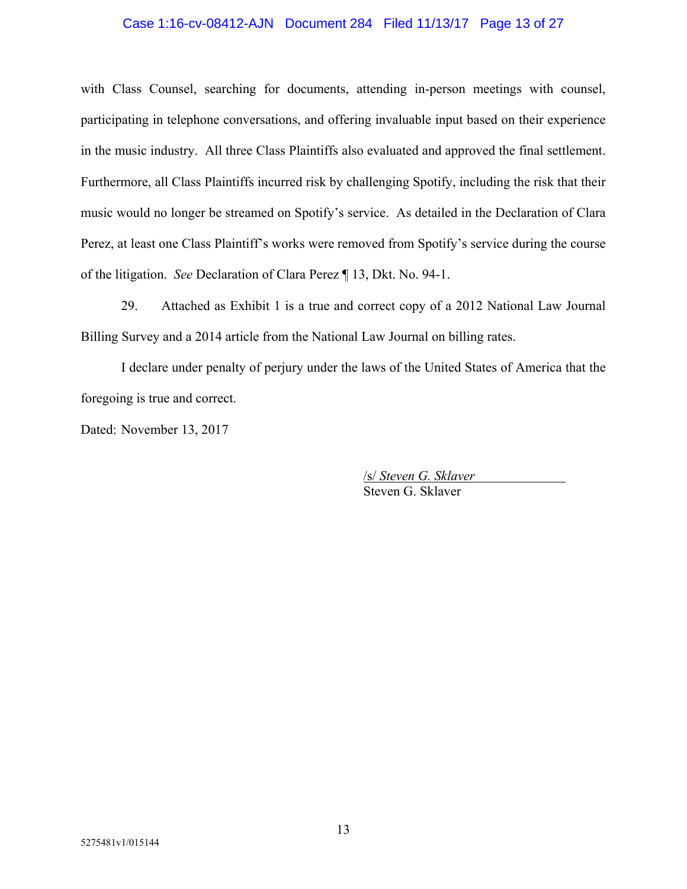with Class Counsel, searching for documents, attending in-person meetings with counsel, participating in telephone conversations, and offering invaluable input based on their experience in the music industry. All three Class Plaintiffs also evaluated and approved the final settlement. Furthermore, all Class Plaintiffs incurred risk by challenging Spotify, including the risk that their music would no longer be streamed on Spotify's service. As detailed in the Declaration of Clara Perez, at least one Class Plaintiff's works were removed from Spotify's service during the course of the litigation. *See* Declaration of Clara Perez ¶ 13, Dkt. No. 94-1.

29. Attached as Exhibit 1 is a true and correct copy of a 2012 National Law Journal Billing Survey and a 2014 article from the National Law Journal on billing rates.

I declare under penalty of perjury under the laws of the United States of America that the foregoing is true and correct.

Dated: November 13, 2017

/s/ *Steven G. Sklaver*
Steven G. Sklaver

5275481v1/015144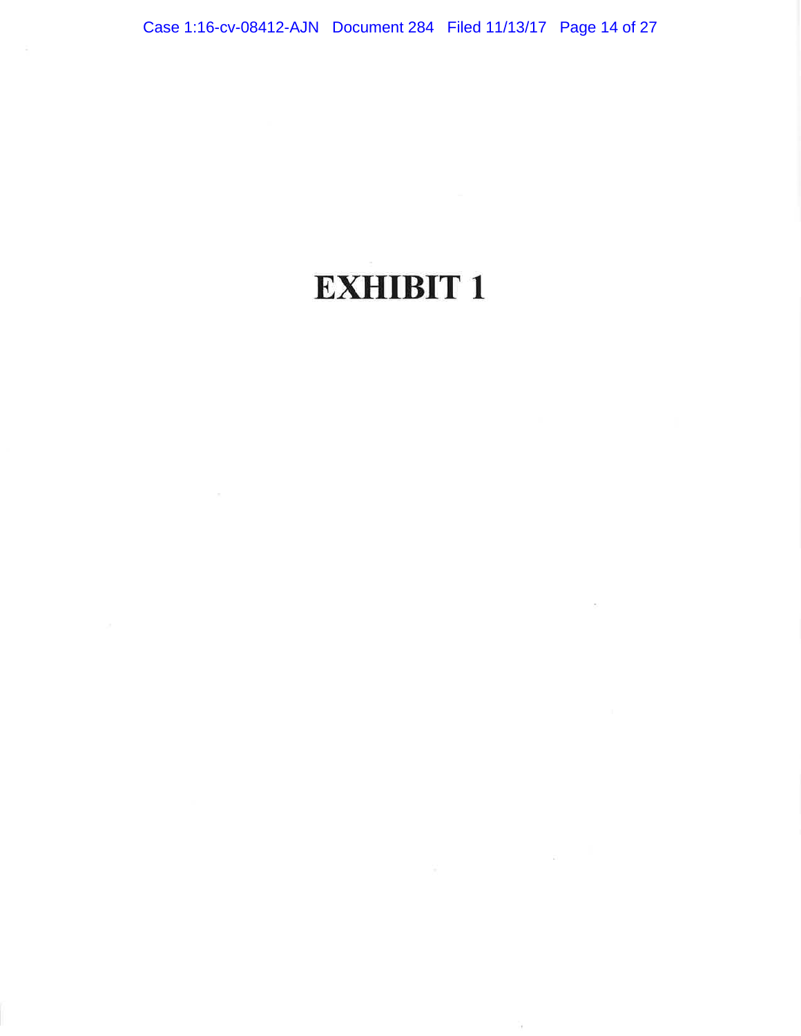# EXHIBIT 1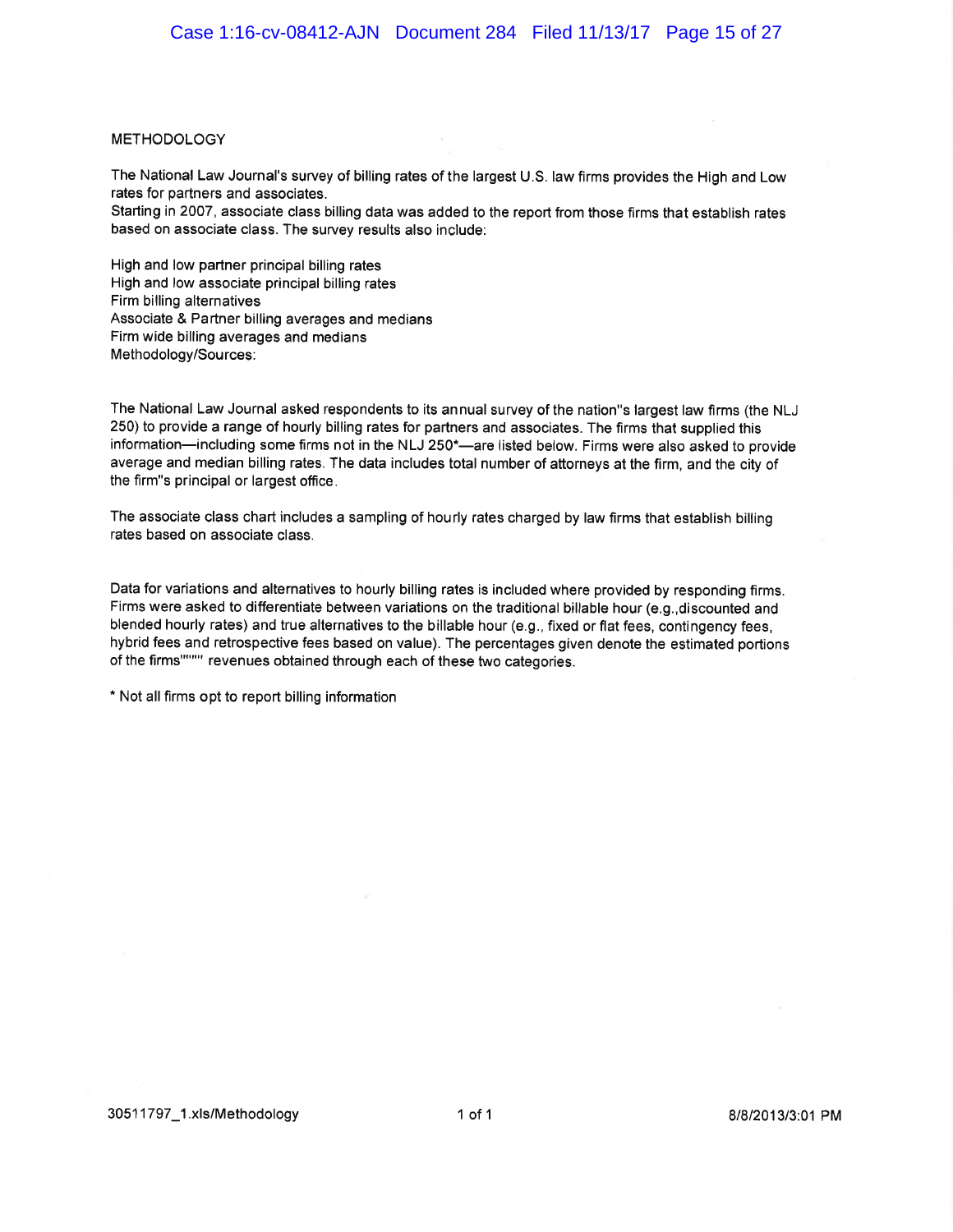METHODOLOGY

The National Law Journal's survey of billing rates of the largest U.S. law firms provides the High and Low rates for partners and associates.
Starting in 2007, associate class billing data was added to the report from those firms that establish rates based on associate class. The survey results also include:

High and low partner principal billing rates
High and low associate principal billing rates
Firm billing alternatives
Associate & Partner billing averages and medians
Firm wide billing averages and medians
Methodology/Sources:

The National Law Journal asked respondents to its annual survey of the nation''s largest law firms (the NLJ 250) to provide a range of hourly billing rates for partners and associates. The firms that supplied this information—including some firms not in the NLJ 250*—are listed below. Firms were also asked to provide average and median billing rates. The data includes total number of attorneys at the firm, and the city of the firm''s principal or largest office.

The associate class chart includes a sampling of hourly rates charged by law firms that establish billing rates based on associate class.

Data for variations and alternatives to hourly billing rates is included where provided by responding firms. Firms were asked to differentiate between variations on the traditional billable hour (e.g.,discounted and blended hourly rates) and true alternatives to the billable hour (e.g., fixed or flat fees, contingency fees, hybrid fees and retrospective fees based on value). The percentages given denote the estimated portions of the firms'''''''' revenues obtained through each of these two categories.

* Not all firms opt to report billing information

30511797_1.xls/Methodology 8/8/2013/3:01 PM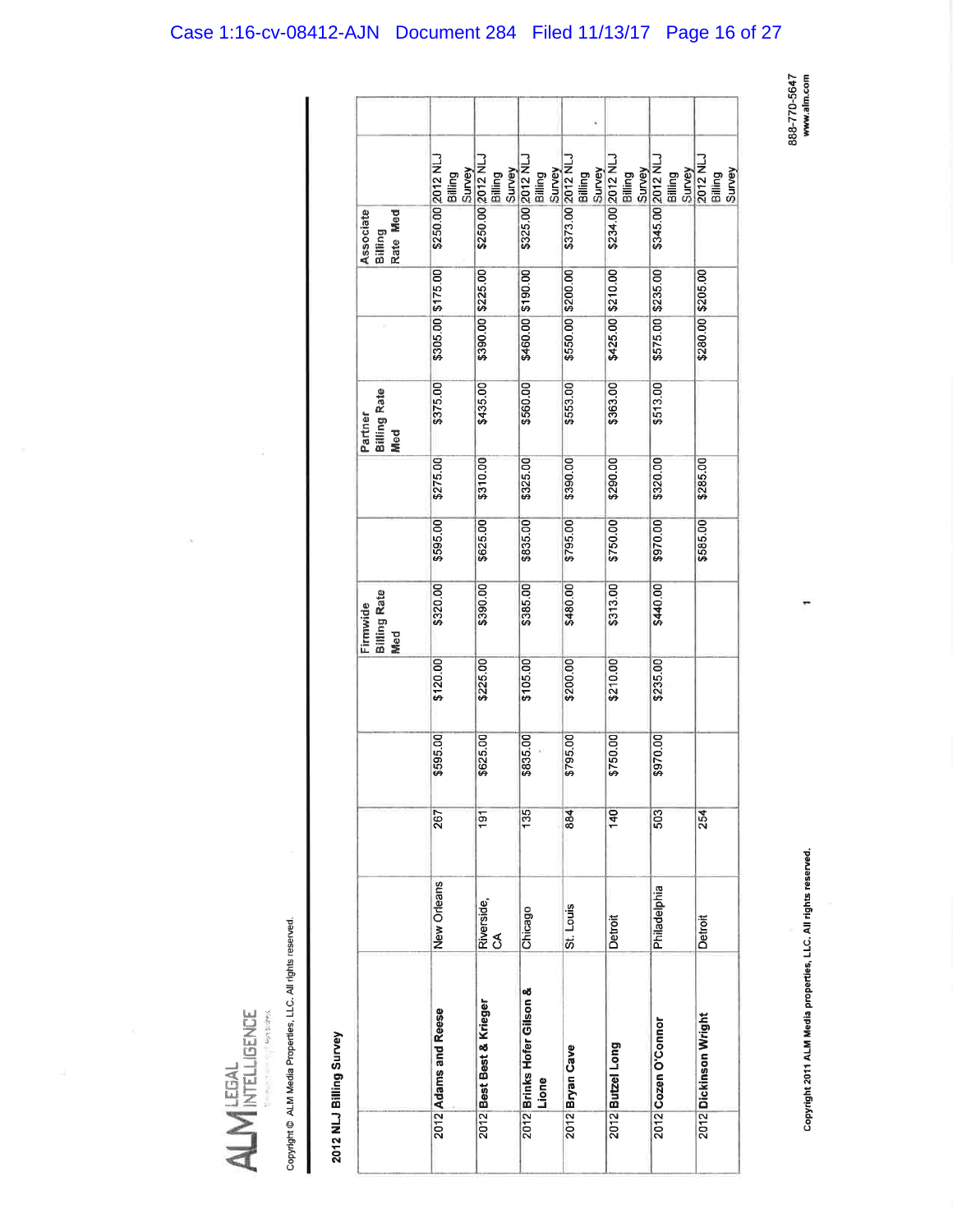ALM LEGAL INTELLIGENCE

Copyright © ALM Media Properties, LLC. All rights reserved.

**2012 NLJ Billing Survey**

| | | | | | Firmwide Billing Rate Med | | | Partner Billing Rate Med | | | Associate Billing Rate Med | |
|---|---|---|---|---|---|---|---|---|---|---|---|---|
| 2012 | **Adams and Reese** | New Orleans | 267 | $595.00 | $120.00 | $320.00 | $595.00 | $275.00 | $375.00 | $305.00 | $175.00 | $250.00 | 2012 NLJ Billing Survey |
| 2012 | **Best Best & Krieger** | Riverside, CA | 191 | $625.00 | $225.00 | $390.00 | $625.00 | $310.00 | $435.00 | $390.00 | $225.00 | $250.00 | 2012 NLJ Billing Survey |
| 2012 | **Brinks Hofer Gilson & Lione** | Chicago | 135 | $835.00 | $105.00 | $385.00 | $835.00 | $325.00 | $560.00 | $460.00 | $190.00 | $325.00 | 2012 NLJ Billing Survey |
| 2012 | **Bryan Cave** | St. Louis | 884 | $795.00 | $200.00 | $480.00 | $795.00 | $390.00 | $553.00 | $550.00 | $200.00 | $373.00 | 2012 NLJ Billing Survey |
| 2012 | **Butzel Long** | Detroit | 140 | $750.00 | $210.00 | $313.00 | $750.00 | $290.00 | $363.00 | $425.00 | $210.00 | $234.00 | 2012 NLJ Billing Survey |
| 2012 | **Cozen O'Connor** | Philadelphia | 503 | $970.00 | $235.00 | $440.00 | $970.00 | $320.00 | $513.00 | $575.00 | $235.00 | $345.00 | 2012 NLJ Billing Survey |
| 2012 | **Dickinson Wright** | Detroit | 254 | | | | $585.00 | $285.00 | | $280.00 | $205.00 | | 2012 NLJ Billing Survey |

Copyright 2011 ALM Media properties, LLC. All rights reserved.

888-770-5647
www.alm.com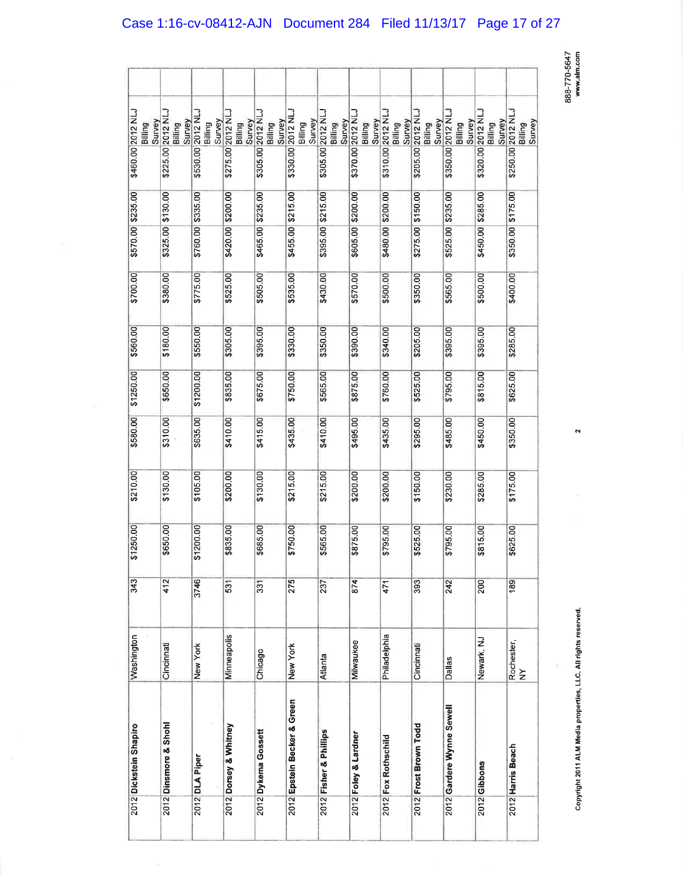| | | | | | | | | | | | | | |
|---|---|---|---|---|---|---|---|---|---|---|---|---|---|
| 2012 | Dickstein Shapiro | Washington | 343 | $1250.00 | $210.00 | $580.00 | $1250.00 | $560.00 | $700.00 | $570.00 | $235.00 | $460.00 | 2012 NLJ Billing Survey |
| 2012 | Dinsmore & Shohl | Cincinnati | 412 | $650.00 | $130.00 | $310.00 | $650.00 | $180.00 | $380.00 | $325.00 | $130.00 | $225.00 | 2012 NLJ Billing Survey |
| 2012 | DLA Piper | New York | 3746 | $1200.00 | $105.00 | $635.00 | $1200.00 | $550.00 | $775.00 | $760.00 | $335.00 | $530.00 | 2012 NLJ Billing Survey |
| 2012 | Dorsey & Whitney | Minneapolis | 531 | $835.00 | $200.00 | $410.00 | $835.00 | $305.00 | $525.00 | $420.00 | $200.00 | $275.00 | 2012 NLJ Billing Survey |
| 2012 | Dykema Gossett | Chicago | 331 | $685.00 | $130.00 | $415.00 | $675.00 | $395.00 | $505.00 | $465.00 | $235.00 | $305.00 | 2012 NLJ Billing Survey |
| 2012 | Epstein Becker & Green | New York | 275 | $750.00 | $215.00 | $435.00 | $750.00 | $330.00 | $535.00 | $455.00 | $215.00 | $330.00 | 2012 NLJ Billing Survey |
| 2012 | Fisher & Phillips | Atlanta | 237 | $565.00 | $215.00 | $410.00 | $565.00 | $350.00 | $430.00 | $395.00 | $215.00 | $305.00 | 2012 NLJ Billing Survey |
| 2012 | Foley & Lardner | Milwaukee | 874 | $875.00 | $200.00 | $495.00 | $875.00 | $390.00 | $570.00 | $605.00 | $200.00 | $370.00 | 2012 NLJ Billing Survey |
| 2012 | Fox Rothschild | Philadelphia | 471 | $795.00 | $200.00 | $435.00 | $760.00 | $340.00 | $500.00 | $480.00 | $200.00 | $310.00 | 2012 NLJ Billing Survey |
| 2012 | Frost Brown Todd | Cincinnati | 393 | $525.00 | $150.00 | $295.00 | $525.00 | $205.00 | $350.00 | $275.00 | $150.00 | $205.00 | 2012 NLJ Billing Survey |
| 2012 | Gardere Wynne Sewell | Dallas | 242 | $795.00 | $230.00 | $485.00 | $795.00 | $395.00 | $565.00 | $525.00 | $235.00 | $350.00 | 2012 NLJ Billing Survey |
| 2012 | Gibbons | Newark, NJ | 200 | $815.00 | $285.00 | $450.00 | $815.00 | $395.00 | $500.00 | $450.00 | $285.00 | $320.00 | 2012 NLJ Billing Survey |
| 2012 | Harris Beach | Rochester, NY | 189 | $625.00 | $175.00 | $350.00 | $625.00 | $285.00 | $400.00 | $350.00 | $175.00 | $250.00 | 2012 NLJ Billing Survey |

Copyright 2011 ALM Media properties, LLC. All rights reserved.

888-770-5647
www.alm.com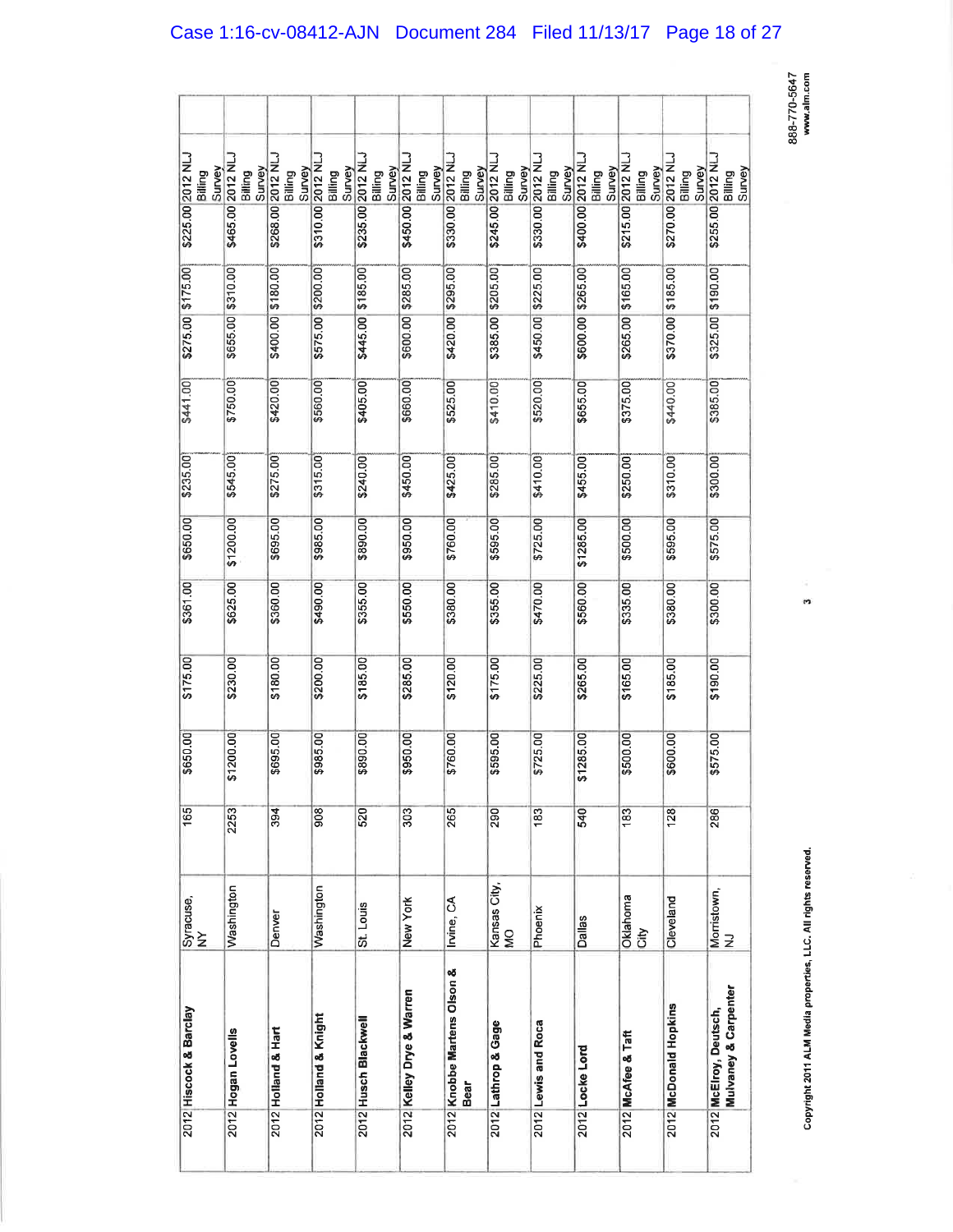| 2012 | Hiscock & Barclay | Syracuse, NY | 165 | $650.00 | $175.00 | $361.00 | $650.00 | $235.00 | $441.00 | $275.00 | $175.00 | $225.00 | 2012 NLJ Billing Survey |
|---|---|---|---|---|---|---|---|---|---|---|---|---|---|
| 2012 | Hogan Lovells | Washington | 2253 | $1200.00 | $230.00 | $625.00 | $1200.00 | $545.00 | $750.00 | $655.00 | $310.00 | $465.00 | 2012 NLJ Billing Survey |
| 2012 | Holland & Hart | Denver | 394 | $695.00 | $180.00 | $360.00 | $695.00 | $275.00 | $420.00 | $400.00 | $180.00 | $268.00 | 2012 NLJ Billing Survey |
| 2012 | Holland & Knight | Washington | 908 | $985.00 | $200.00 | $490.00 | $985.00 | $315.00 | $560.00 | $575.00 | $200.00 | $310.00 | 2012 NLJ Billing Survey |
| 2012 | Husch Blackwell | St. Louis | 520 | $890.00 | $185.00 | $355.00 | $890.00 | $240.00 | $405.00 | $445.00 | $185.00 | $235.00 | 2012 NLJ Billing Survey |
| 2012 | Kelley Drye & Warren | New York | 303 | $950.00 | $285.00 | $550.00 | $950.00 | $450.00 | $660.00 | $600.00 | $285.00 | $450.00 | 2012 NLJ Billing Survey |
| 2012 | Knobbe Martens Olson & Bear | Irvine, CA | 265 | $760.00 | $120.00 | $380.00 | $760.00 | $425.00 | $525.00 | $420.00 | $295.00 | $330.00 | 2012 NLJ Billing Survey |
| 2012 | Lathrop & Gage | Kansas City, MO | 290 | $595.00 | $175.00 | $355.00 | $595.00 | $265.00 | $410.00 | $385.00 | $205.00 | $245.00 | 2012 NLJ Billing Survey |
| 2012 | Lewis and Roca | Phoenix | 183 | $725.00 | $225.00 | $470.00 | $725.00 | $410.00 | $520.00 | $450.00 | $225.00 | $330.00 | 2012 NLJ Billing Survey |
| 2012 | Locke Lord | Dallas | 540 | $1285.00 | $265.00 | $560.00 | $1285.00 | $455.00 | $655.00 | $600.00 | $265.00 | $400.00 | 2012 NLJ Billing Survey |
| 2012 | McAfee & Taft | Oklahoma City | 183 | $500.00 | $165.00 | $335.00 | $500.00 | $250.00 | $375.00 | $265.00 | $165.00 | $215.00 | 2012 NLJ Billing Survey |
| 2012 | McDonald Hopkins | Cleveland | 128 | $600.00 | $185.00 | $380.00 | $595.00 | $310.00 | $440.00 | $370.00 | $185.00 | $270.00 | 2012 NLJ Billing Survey |
| 2012 | McElroy, Deutsch, Mulvaney & Carpenter | Morristown, NJ | 286 | $575.00 | $190.00 | $300.00 | $575.00 | $300.00 | $385.00 | $325.00 | $190.00 | $255.00 | 2012 NLJ Billing Survey |

Copyright 2011 ALM Media properties, LLC. All rights reserved.

888-770-5647
www.alm.com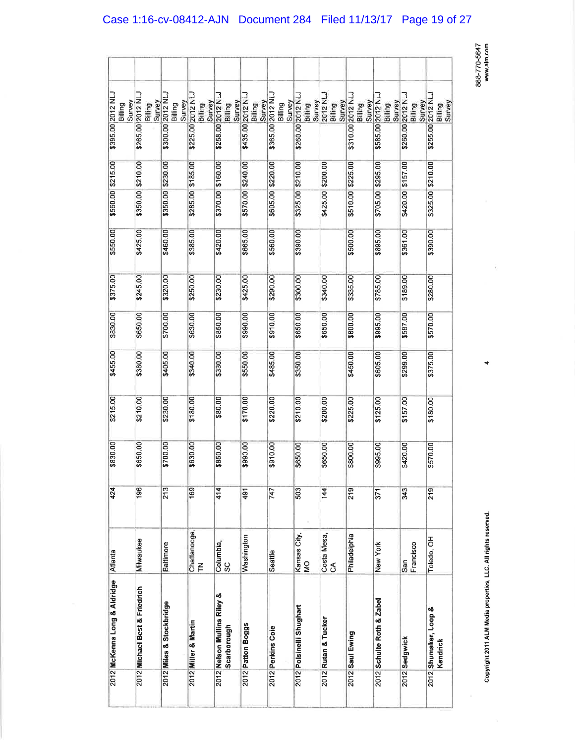| | | | | | | | | | | | | | | |
|---|---|---|---|---|---|---|---|---|---|---|---|---|---|---|
| 2012 | McKenna Long & Aldridge | Atlanta | 424 | $830.00 | $215.00 | $455.00 | $830.00 | $375.00 | $550.00 | $560.00 | $215.00 | $395.00 | 2012 NLJ Billing Survey | |
| 2012 | Michael Best & Friedrich | Milwaukee | 196 | $650.00 | $210.00 | $380.00 | $650.00 | $245.00 | $425.00 | $350.00 | $210.00 | $265.00 | 2012 NLJ Billing Survey | |
| 2012 | Miles & Stockbridge | Baltimore | 213 | $700.00 | $230.00 | $405.00 | $700.00 | $320.00 | $460.00 | $350.00 | $230.00 | $300.00 | 2012 NLJ Billing Survey | |
| 2012 | Miller & Martin | Chattanooga, TN | 169 | $630.00 | $180.00 | $340.00 | $630.00 | $250.00 | $385.00 | $285.00 | $185.00 | $225.00 | 2012 NLJ Billing Survey | |
| 2012 | Nelson Mullins Riley & Scarborough | Columbia, SC | 414 | $850.00 | $80.00 | $330.00 | $850.00 | $230.00 | $420.00 | $370.00 | $160.00 | $258.00 | 2012 NLJ Billing Survey | |
| 2012 | Patton Boggs | Washington | 491 | $990.00 | $170.00 | $550.00 | $990.00 | $425.00 | $665.00 | $570.00 | $240.00 | $435.00 | 2012 NLJ Billing Survey | |
| 2012 | Perkins Coie | Seattle | 747 | $910.00 | $220.00 | $485.00 | $910.00 | $290.00 | $560.00 | $605.00 | $220.00 | $365.00 | 2012 NLJ Billing Survey | |
| 2012 | Polsinelli Shughart | Kansas City, MO | 503 | $650.00 | $210.00 | $350.00 | $650.00 | $300.00 | $390.00 | $325.00 | $210.00 | $260.00 | 2012 NLJ Billing Survey | |
| 2012 | Rutan & Tucker | Costa Mesa, CA | 144 | $650.00 | $200.00 | | $650.00 | $340.00 | | $425.00 | $200.00 | | 2012 NLJ Billing Survey | |
| 2012 | Saul Ewing | Philadelphia | 219 | $800.00 | $225.00 | $450.00 | $800.00 | $335.00 | $500.00 | $510.00 | $225.00 | $310.00 | 2012 NLJ Billing Survey | |
| 2012 | Schulte Roth & Zabel | New York | 371 | $995.00 | $125.00 | $605.00 | $995.00 | $785.00 | $895.00 | $705.00 | $295.00 | $585.00 | 2012 NLJ Billing Survey | |
| 2012 | Sedgwick | San Francisco | 343 | $420.00 | $157.00 | $299.00 | $587.00 | $189.00 | $361.00 | $420.00 | $157.00 | $260.00 | 2012 NLJ Billing Survey | |
| 2012 | Shumaker, Loop & Kendrick | Toledo, OH | 219 | $570.00 | $180.00 | $375.00 | $570.00 | $280.00 | $390.00 | $325.00 | $210.00 | $255.00 | 2012 NLJ Billing Survey | |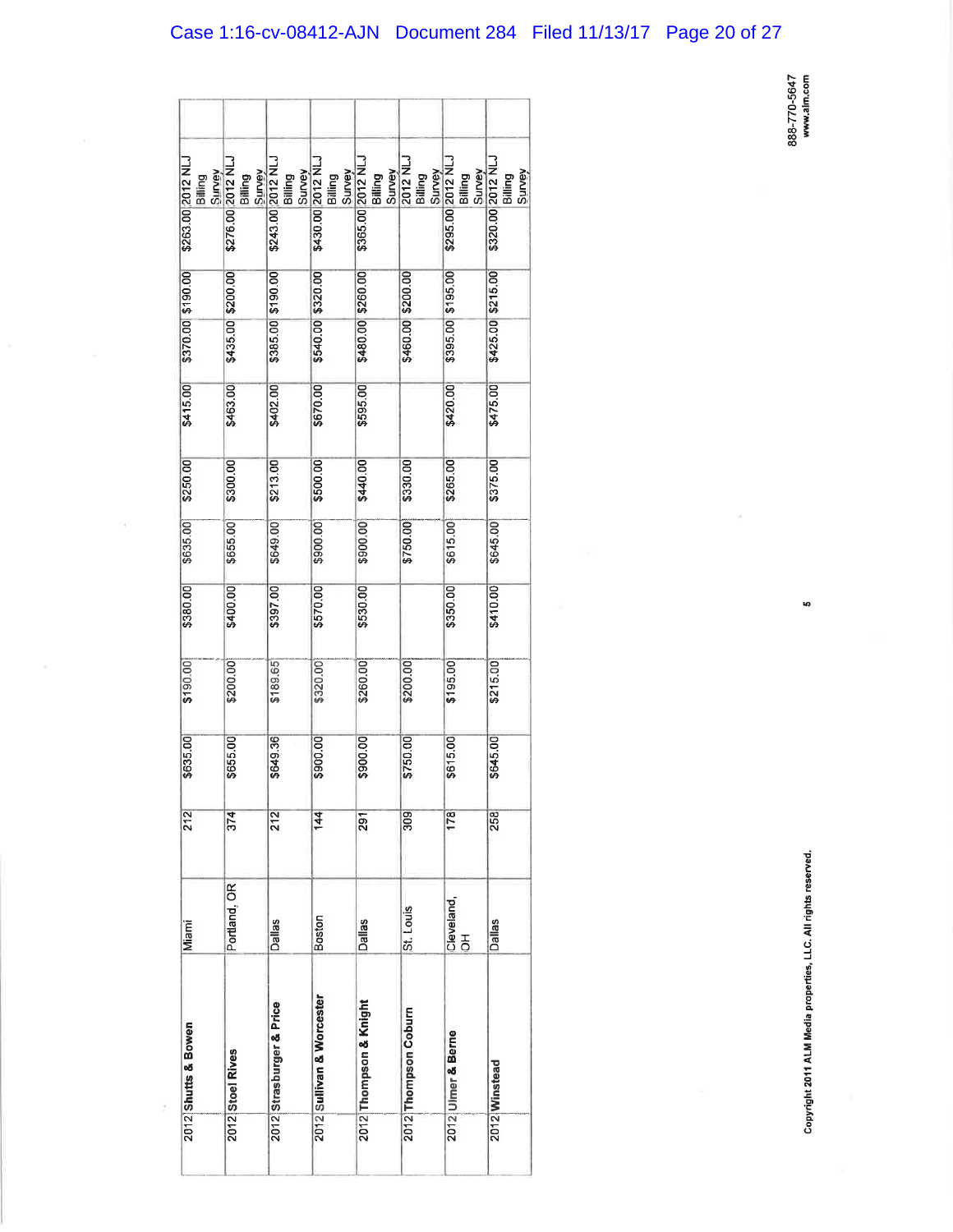| 2012 | Shutts & Bowen | Miami | 212 | $635.00 | $190.00 | $380.00 | $635.00 | $250.00 | $415.00 | $370.00 | $190.00 | $263.00 | 2012 NLJ Billing Survey |
|---|---|---|---|---|---|---|---|---|---|---|---|---|---|
| 2012 | Stoel Rives | Portland, OR | 374 | $655.00 | $200.00 | $400.00 | $655.00 | $300.00 | $463.00 | $435.00 | $200.00 | $276.00 | 2012 NLJ Billing Survey |
| 2012 | Strasburger & Price | Dallas | 212 | $649.36 | $189.65 | $397.00 | $649.00 | $213.00 | $402.00 | $385.00 | $190.00 | $243.00 | 2012 NLJ Billing Survey |
| 2012 | Sullivan & Worcester | Boston | 144 | $900.00 | $320.00 | $570.00 | $900.00 | $500.00 | $670.00 | $540.00 | $320.00 | $430.00 | 2012 NLJ Billing Survey |
| 2012 | Thompson & Knight | Dallas | 291 | $900.00 | $260.00 | $530.00 | $900.00 | $440.00 | $595.00 | $480.00 | $260.00 | $365.00 | 2012 NLJ Billing Survey |
| 2012 | Thompson Coburn | St. Louis | 309 | $750.00 | $200.00 | | $750.00 | $330.00 | | $460.00 | $200.00 | | 2012 NLJ Billing Survey |
| 2012 | Ulmer & Berne | Cleveland, OH | 178 | $615.00 | $195.00 | $350.00 | $615.00 | $265.00 | $420.00 | $395.00 | $195.00 | $295.00 | 2012 NLJ Billing Survey |
| 2012 | Winstead | Dallas | 258 | $645.00 | $215.00 | $410.00 | $645.00 | $375.00 | $475.00 | $425.00 | $215.00 | $320.00 | 2012 NLJ Billing Survey |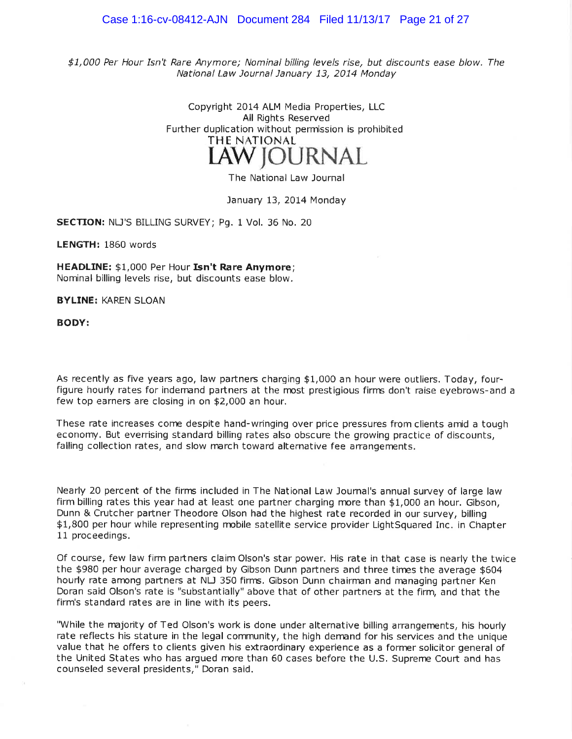*$1,000 Per Hour Isn't Rare Anymore; Nominal billing levels rise, but discounts ease blow. The National Law Journal January 13, 2014 Monday*

Copyright 2014 ALM Media Properties, LLC
All Rights Reserved
Further duplication without permission is prohibited

THE NATIONAL
LAW JOURNAL

The National Law Journal

January 13, 2014 Monday

**SECTION:** NLJ'S BILLING SURVEY; Pg. 1 Vol. 36 No. 20

**LENGTH:** 1860 words

**HEADLINE:** $1,000 Per Hour **Isn't Rare Anymore**;
Nominal billing levels rise, but discounts ease blow.

**BYLINE:** KAREN SLOAN

**BODY:**

As recently as five years ago, law partners charging $1,000 an hour were outliers. Today, four-figure hourly rates for indemand partners at the most prestigious firms don't raise eyebrows-and a few top earners are closing in on $2,000 an hour.

These rate increases come despite hand-wringing over price pressures from clients amid a tough economy. But everrising standard billing rates also obscure the growing practice of discounts, falling collection rates, and slow march toward alternative fee arrangements.

Nearly 20 percent of the firms included in The National Law Journal's annual survey of large law firm billing rates this year had at least one partner charging more than $1,000 an hour. Gibson, Dunn & Crutcher partner Theodore Olson had the highest rate recorded in our survey, billing $1,800 per hour while representing mobile satellite service provider LightSquared Inc. in Chapter 11 proceedings.

Of course, few law firm partners claim Olson's star power. His rate in that case is nearly the twice the $980 per hour average charged by Gibson Dunn partners and three times the average $604 hourly rate among partners at NLJ 350 firms. Gibson Dunn chairman and managing partner Ken Doran said Olson's rate is "substantially" above that of other partners at the firm, and that the firm's standard rates are in line with its peers.

"While the majority of Ted Olson's work is done under alternative billing arrangements, his hourly rate reflects his stature in the legal community, the high demand for his services and the unique value that he offers to clients given his extraordinary experience as a former solicitor general of the United States who has argued more than 60 cases before the U.S. Supreme Court and has counseled several presidents," Doran said.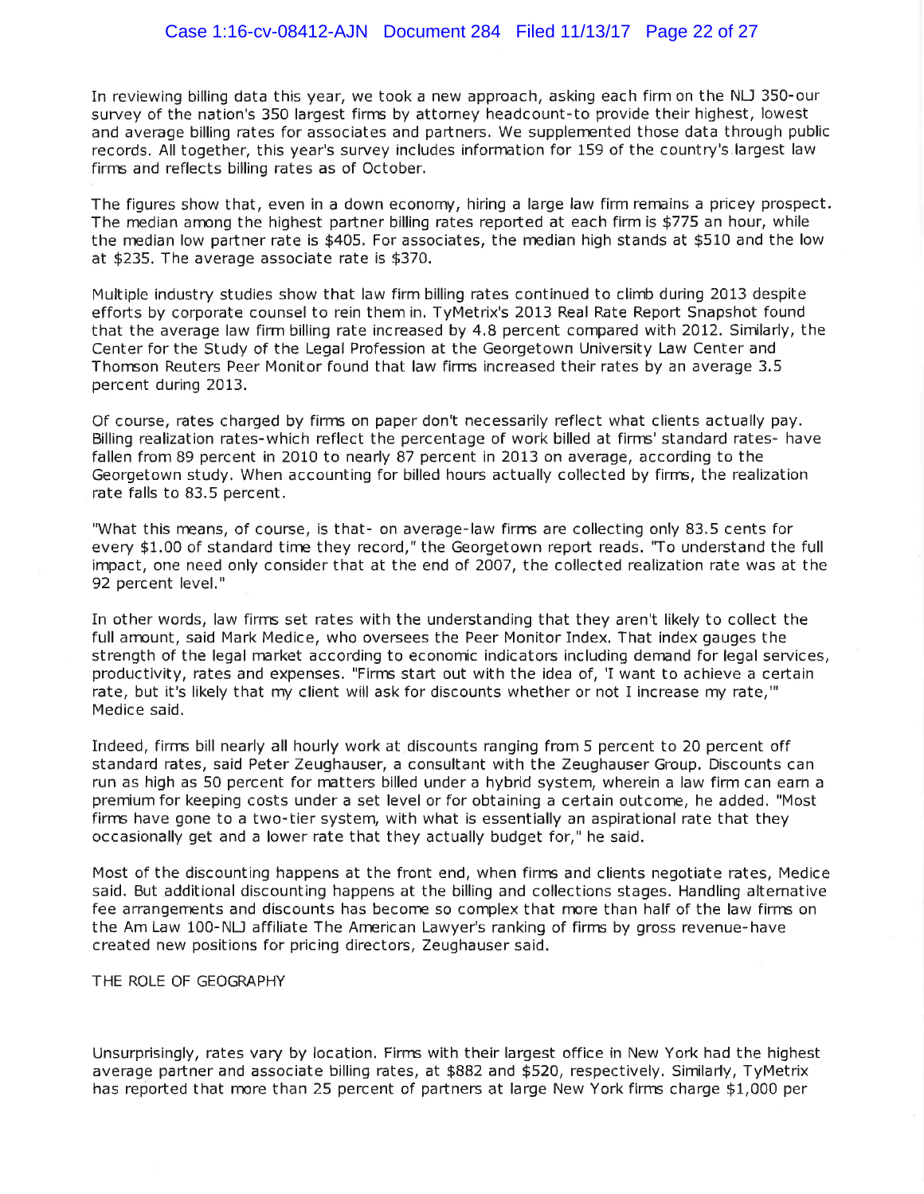In reviewing billing data this year, we took a new approach, asking each firm on the NLJ 350-our survey of the nation's 350 largest firms by attorney headcount-to provide their highest, lowest and average billing rates for associates and partners. We supplemented those data through public records. All together, this year's survey includes information for 159 of the country's largest law firms and reflects billing rates as of October.

The figures show that, even in a down economy, hiring a large law firm remains a pricey prospect. The median among the highest partner billing rates reported at each firm is $775 an hour, while the median low partner rate is $405. For associates, the median high stands at $510 and the low at $235. The average associate rate is $370.

Multiple industry studies show that law firm billing rates continued to climb during 2013 despite efforts by corporate counsel to rein them in. TyMetrix's 2013 Real Rate Report Snapshot found that the average law firm billing rate increased by 4.8 percent compared with 2012. Similarly, the Center for the Study of the Legal Profession at the Georgetown University Law Center and Thomson Reuters Peer Monitor found that law firms increased their rates by an average 3.5 percent during 2013.

Of course, rates charged by firms on paper don't necessarily reflect what clients actually pay. Billing realization rates-which reflect the percentage of work billed at firms' standard rates- have fallen from 89 percent in 2010 to nearly 87 percent in 2013 on average, according to the Georgetown study. When accounting for billed hours actually collected by firms, the realization rate falls to 83.5 percent.

"What this means, of course, is that- on average-law firms are collecting only 83.5 cents for every $1.00 of standard time they record," the Georgetown report reads. "To understand the full impact, one need only consider that at the end of 2007, the collected realization rate was at the 92 percent level."

In other words, law firms set rates with the understanding that they aren't likely to collect the full amount, said Mark Medice, who oversees the Peer Monitor Index. That index gauges the strength of the legal market according to economic indicators including demand for legal services, productivity, rates and expenses. "Firms start out with the idea of, 'I want to achieve a certain rate, but it's likely that my client will ask for discounts whether or not I increase my rate,'" Medice said.

Indeed, firms bill nearly all hourly work at discounts ranging from 5 percent to 20 percent off standard rates, said Peter Zeughauser, a consultant with the Zeughauser Group. Discounts can run as high as 50 percent for matters billed under a hybrid system, wherein a law firm can earn a premium for keeping costs under a set level or for obtaining a certain outcome, he added. "Most firms have gone to a two-tier system, with what is essentially an aspirational rate that they occasionally get and a lower rate that they actually budget for," he said.

Most of the discounting happens at the front end, when firms and clients negotiate rates, Medice said. But additional discounting happens at the billing and collections stages. Handling alternative fee arrangements and discounts has become so complex that more than half of the law firms on the Am Law 100-NLJ affiliate The American Lawyer's ranking of firms by gross revenue-have created new positions for pricing directors, Zeughauser said.

THE ROLE OF GEOGRAPHY

Unsurprisingly, rates vary by location. Firms with their largest office in New York had the highest average partner and associate billing rates, at $882 and $520, respectively. Similarly, TyMetrix has reported that more than 25 percent of partners at large New York firms charge $1,000 per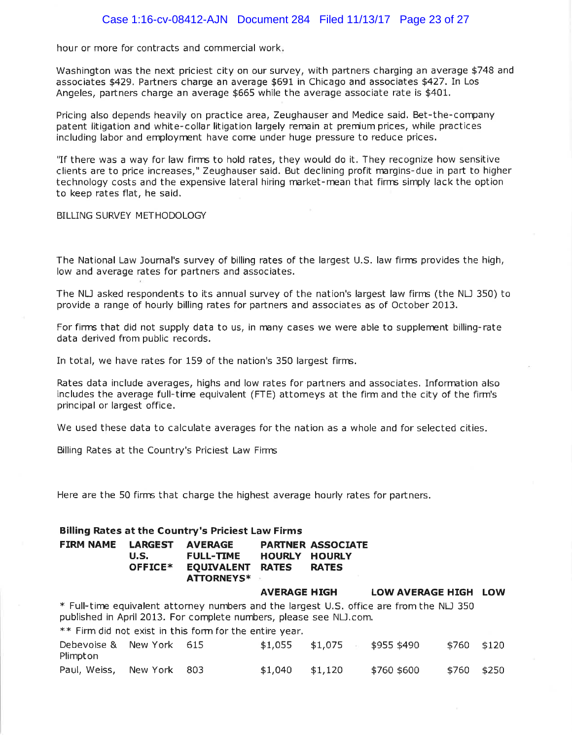hour or more for contracts and commercial work.

Washington was the next priciest city on our survey, with partners charging an average $748 and associates $429. Partners charge an average $691 in Chicago and associates $427. In Los Angeles, partners charge an average $665 while the average associate rate is $401.

Pricing also depends heavily on practice area, Zeughauser and Medice said. Bet-the-company patent litigation and white-collar litigation largely remain at premium prices, while practices including labor and employment have come under huge pressure to reduce prices.

"If there was a way for law firms to hold rates, they would do it. They recognize how sensitive clients are to price increases," Zeughauser said. But declining profit margins-due in part to higher technology costs and the expensive lateral hiring market-mean that firms simply lack the option to keep rates flat, he said.

BILLING SURVEY METHODOLOGY

The National Law Journal's survey of billing rates of the largest U.S. law firms provides the high, low and average rates for partners and associates.

The NLJ asked respondents to its annual survey of the nation's largest law firms (the NLJ 350) to provide a range of hourly billing rates for partners and associates as of October 2013.

For firms that did not supply data to us, in many cases we were able to supplement billing-rate data derived from public records.

In total, we have rates for 159 of the nation's 350 largest firms.

Rates data include averages, highs and low rates for partners and associates. Information also includes the average full-time equivalent (FTE) attorneys at the firm and the city of the firm's principal or largest office.

We used these data to calculate averages for the nation as a whole and for selected cities.

Billing Rates at the Country's Priciest Law Firms

Here are the 50 firms that charge the highest average hourly rates for partners.

**Billing Rates at the Country's Priciest Law Firms**

| FIRM NAME | LARGEST U.S. OFFICE* | AVERAGE FULL-TIME EQUIVALENT ATTORNEYS* | PARTNER HOURLY RATES | | | ASSOCIATE HOURLY RATES | | |
|---|---|---|---|---|---|---|---|---|
| | | | AVERAGE | HIGH | LOW | AVERAGE | HIGH | LOW |
| Debevoise & Plimpton | New York | 615 | $1,055 | $1,075 | $955 | $490 | $760 | $120 |
| Paul, Weiss, | New York | 803 | $1,040 | $1,120 | $760 | $600 | $760 | $250 |

\* Full-time equivalent attorney numbers and the largest U.S. office are from the NLJ 350 published in April 2013. For complete numbers, please see NLJ.com.

\*\* Firm did not exist in this form for the entire year.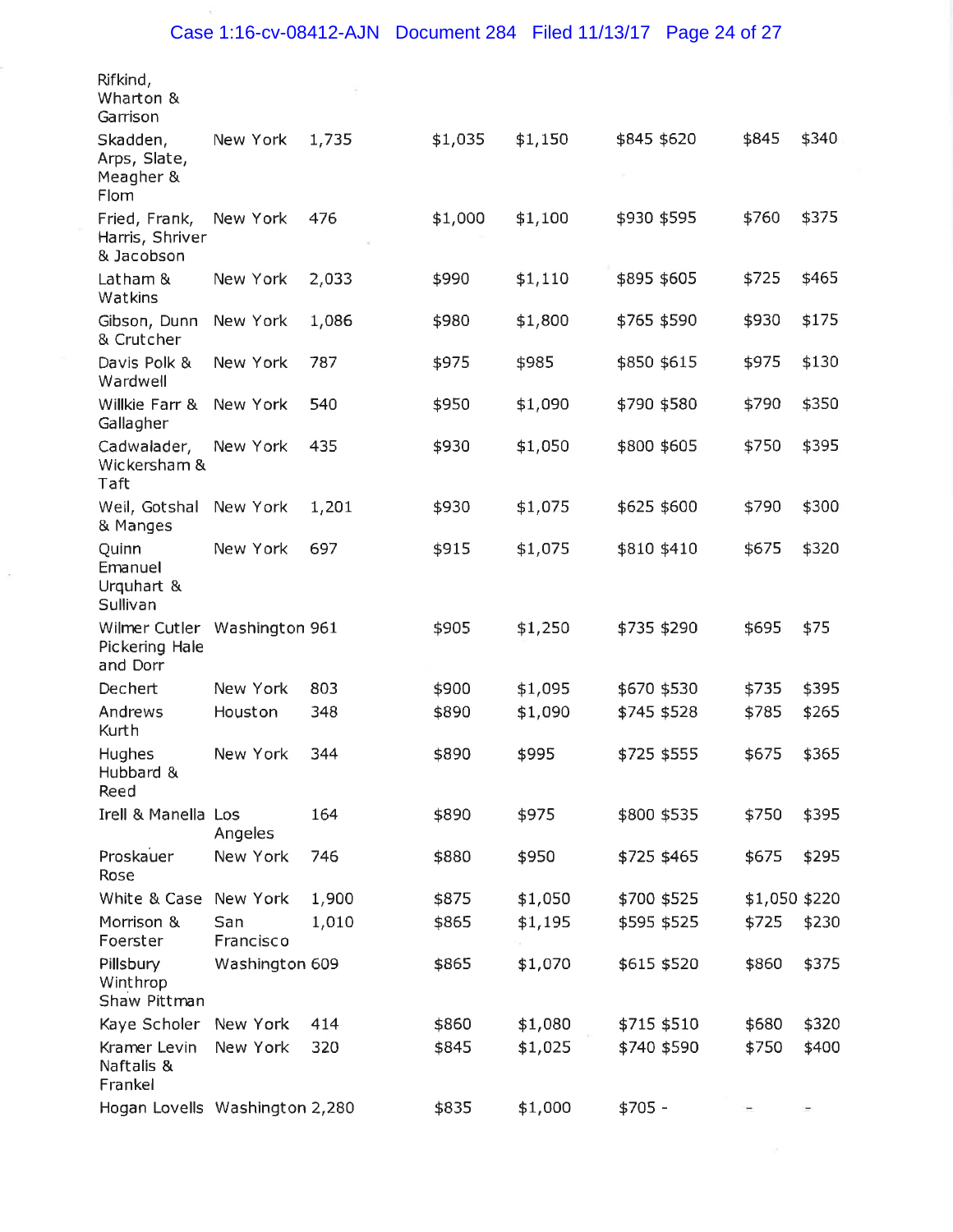| | | | | | | | | |
|---|---|---|---|---|---|---|---|---|
| Rifkind, Wharton & Garrison | | | | | | | | |
| Skadden, Arps, Slate, Meagher & Flom | New York | 1,735 | $1,035 | $1,150 | $845 | $620 | $845 | $340 |
| Fried, Frank, Harris, Shriver & Jacobson | New York | 476 | $1,000 | $1,100 | $930 | $595 | $760 | $375 |
| Latham & Watkins | New York | 2,033 | $990 | $1,110 | $895 | $605 | $725 | $465 |
| Gibson, Dunn & Crutcher | New York | 1,086 | $980 | $1,800 | $765 | $590 | $930 | $175 |
| Davis Polk & Wardwell | New York | 787 | $975 | $985 | $850 | $615 | $975 | $130 |
| Willkie Farr & Gallagher | New York | 540 | $950 | $1,090 | $790 | $580 | $790 | $350 |
| Cadwalader, Wickersham & Taft | New York | 435 | $930 | $1,050 | $800 | $605 | $750 | $395 |
| Weil, Gotshal & Manges | New York | 1,201 | $930 | $1,075 | $625 | $600 | $790 | $300 |
| Quinn Emanuel Urquhart & Sullivan | New York | 697 | $915 | $1,075 | $810 | $410 | $675 | $320 |
| Wilmer Cutler Pickering Hale and Dorr | Washington | 961 | $905 | $1,250 | $735 | $290 | $695 | $75 |
| Dechert | New York | 803 | $900 | $1,095 | $670 | $530 | $735 | $395 |
| Andrews Kurth | Houston | 348 | $890 | $1,090 | $745 | $528 | $785 | $265 |
| Hughes Hubbard & Reed | New York | 344 | $890 | $995 | $725 | $555 | $675 | $365 |
| Irell & Manella | Los Angeles | 164 | $890 | $975 | $800 | $535 | $750 | $395 |
| Proskauer Rose | New York | 746 | $880 | $950 | $725 | $465 | $675 | $295 |
| White & Case | New York | 1,900 | $875 | $1,050 | $700 | $525 | $1,050 | $220 |
| Morrison & Foerster | San Francisco | 1,010 | $865 | $1,195 | $595 | $525 | $725 | $230 |
| Pillsbury Winthrop Shaw Pittman | Washington | 609 | $865 | $1,070 | $615 | $520 | $860 | $375 |
| Kaye Scholer | New York | 414 | $860 | $1,080 | $715 | $510 | $680 | $320 |
| Kramer Levin Naftalis & Frankel | New York | 320 | $845 | $1,025 | $740 | $590 | $750 | $400 |
| Hogan Lovells | Washington | 2,280 | $835 | $1,000 | $705 | - | - | - |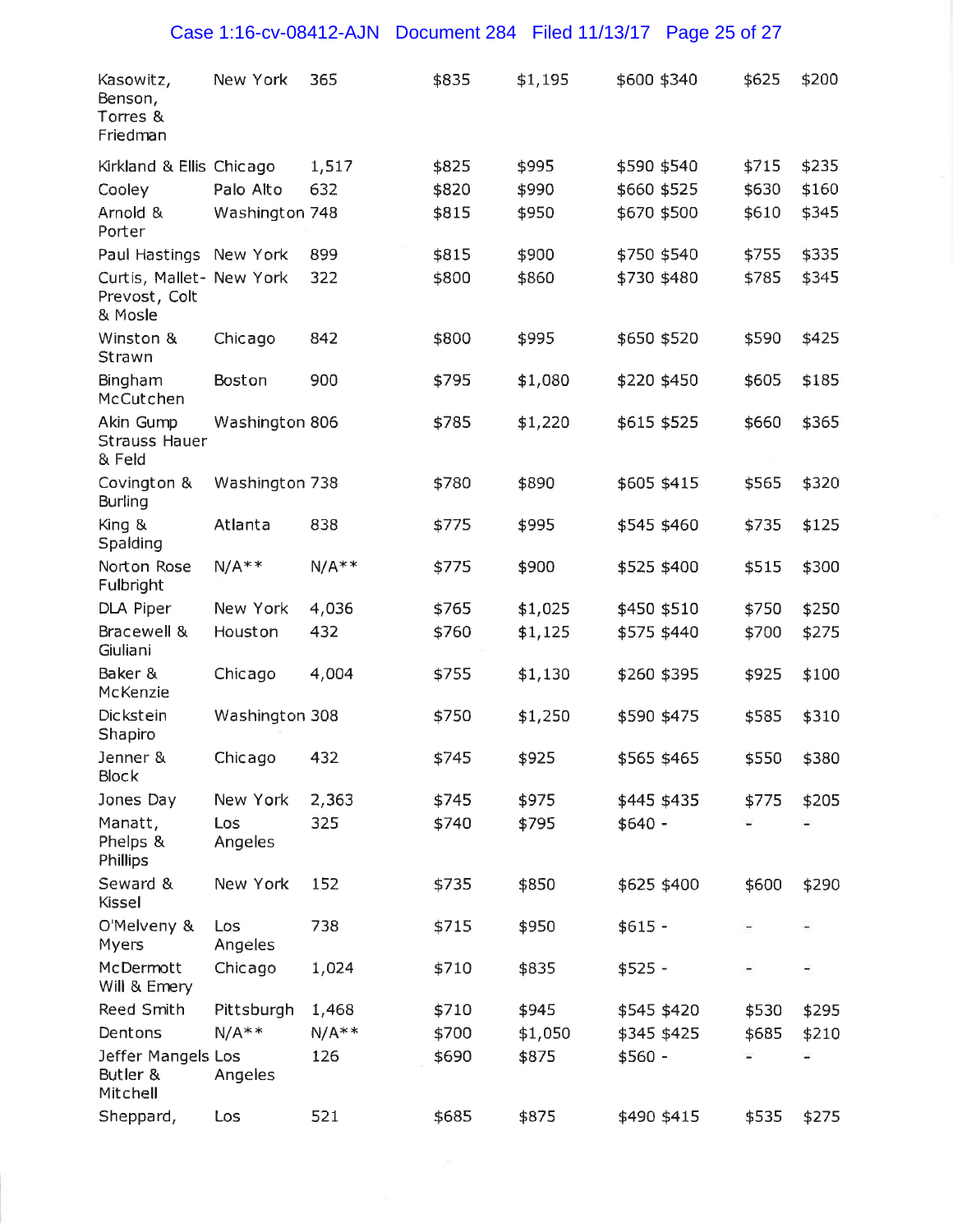| | | | | | | | | |
|---|---|---|---|---|---|---|---|---|
| Kasowitz, Benson, Torres & Friedman | New York | 365 | $835 | $1,195 | $600 | $340 | $625 | $200 |
| Kirkland & Ellis | Chicago | 1,517 | $825 | $995 | $590 | $540 | $715 | $235 |
| Cooley | Palo Alto | 632 | $820 | $990 | $660 | $525 | $630 | $160 |
| Arnold & Porter | Washington | 748 | $815 | $950 | $670 | $500 | $610 | $345 |
| Paul Hastings | New York | 899 | $815 | $900 | $750 | $540 | $755 | $335 |
| Curtis, Mallet-Prevost, Colt & Mosle | New York | 322 | $800 | $860 | $730 | $480 | $785 | $345 |
| Winston & Strawn | Chicago | 842 | $800 | $995 | $650 | $520 | $590 | $425 |
| Bingham McCutchen | Boston | 900 | $795 | $1,080 | $220 | $450 | $605 | $185 |
| Akin Gump Strauss Hauer & Feld | Washington | 806 | $785 | $1,220 | $615 | $525 | $660 | $365 |
| Covington & Burling | Washington | 738 | $780 | $890 | $605 | $415 | $565 | $320 |
| King & Spalding | Atlanta | 838 | $775 | $995 | $545 | $460 | $735 | $125 |
| Norton Rose Fulbright | N/A** | N/A** | $775 | $900 | $525 | $400 | $515 | $300 |
| DLA Piper | New York | 4,036 | $765 | $1,025 | $450 | $510 | $750 | $250 |
| Bracewell & Giuliani | Houston | 432 | $760 | $1,125 | $575 | $440 | $700 | $275 |
| Baker & McKenzie | Chicago | 4,004 | $755 | $1,130 | $260 | $395 | $925 | $100 |
| Dickstein Shapiro | Washington | 308 | $750 | $1,250 | $590 | $475 | $585 | $310 |
| Jenner & Block | Chicago | 432 | $745 | $925 | $565 | $465 | $550 | $380 |
| Jones Day | New York | 2,363 | $745 | $975 | $445 | $435 | $775 | $205 |
| Manatt, Phelps & Phillips | Los Angeles | 325 | $740 | $795 | $640 | - | - | - |
| Seward & Kissel | New York | 152 | $735 | $850 | $625 | $400 | $600 | $290 |
| O'Melveny & Myers | Los Angeles | 738 | $715 | $950 | $615 | - | - | - |
| McDermott Will & Emery | Chicago | 1,024 | $710 | $835 | $525 | - | - | - |
| Reed Smith | Pittsburgh | 1,468 | $710 | $945 | $545 | $420 | $530 | $295 |
| Dentons | N/A** | N/A** | $700 | $1,050 | $345 | $425 | $685 | $210 |
| Jeffer Mangels Butler & Mitchell | Los Angeles | 126 | $690 | $875 | $560 | - | - | - |
| Sheppard, | Los | 521 | $685 | $875 | $490 | $415 | $535 | $275 |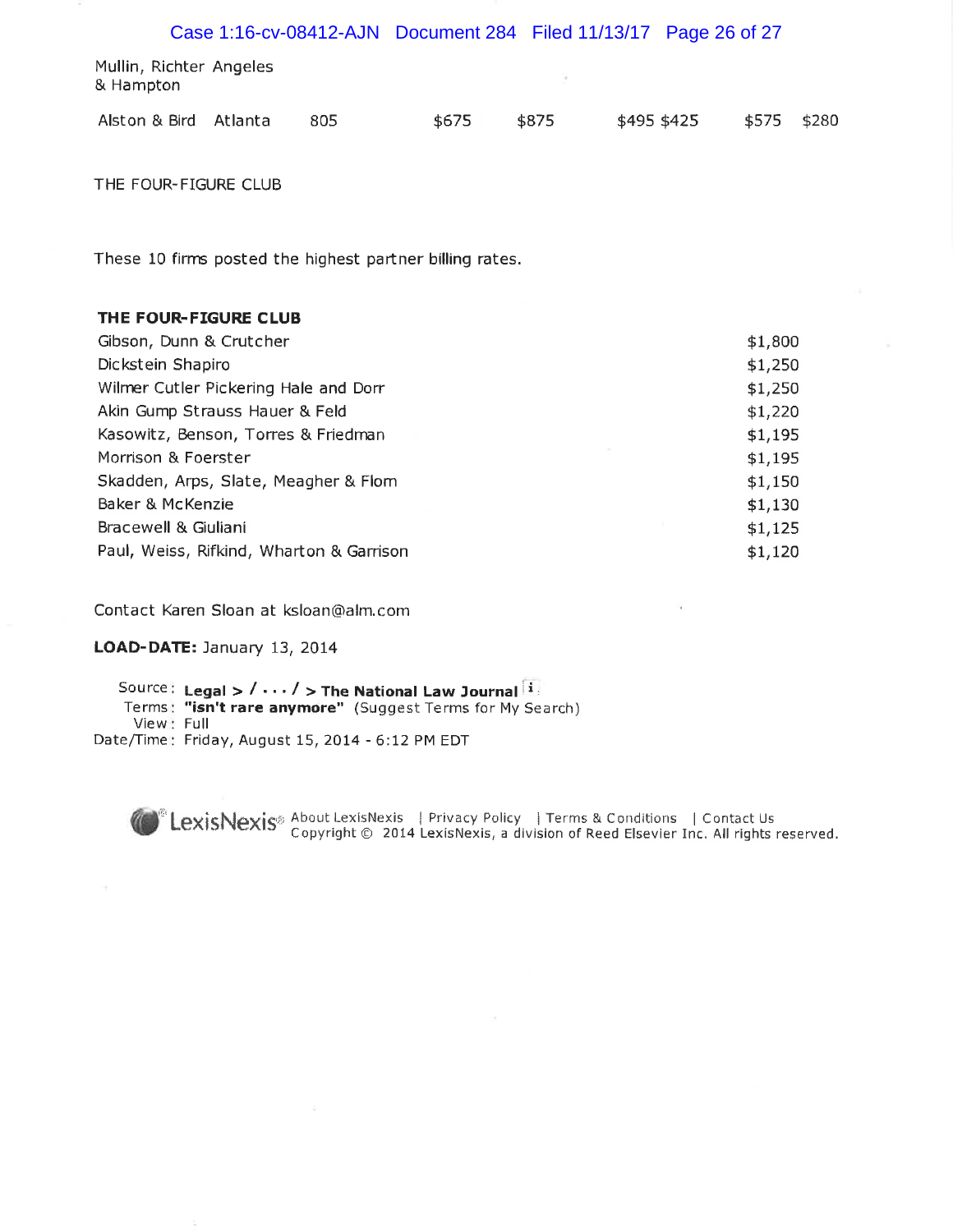| | | | | | | | |
|---|---|---|---|---|---|---|---|
| Mullin, Richter & Hampton | Angeles | | | | | | |
| Alston & Bird | Atlanta | 805 | $675 | $875 | $495 $425 | $575 | $280 |

THE FOUR-FIGURE CLUB

These 10 firms posted the highest partner billing rates.

| THE FOUR-FIGURE CLUB | |
|---|---|
| Gibson, Dunn & Crutcher | $1,800 |
| Dickstein Shapiro | $1,250 |
| Wilmer Cutler Pickering Hale and Dorr | $1,250 |
| Akin Gump Strauss Hauer & Feld | $1,220 |
| Kasowitz, Benson, Torres & Friedman | $1,195 |
| Morrison & Foerster | $1,195 |
| Skadden, Arps, Slate, Meagher & Flom | $1,150 |
| Baker & McKenzie | $1,130 |
| Bracewell & Giuliani | $1,125 |
| Paul, Weiss, Rifkind, Wharton & Garrison | $1,120 |

Contact Karen Sloan at ksloan@alm.com

**LOAD-DATE:** January 13, 2014

Source: **Legal > / . . . / > The National Law Journal**
Terms: **"isn't rare anymore"** (Suggest Terms for My Search)
View: Full
Date/Time: Friday, August 15, 2014 - 6:12 PM EDT

LexisNexis® About LexisNexis | Privacy Policy | Terms & Conditions | Contact Us
Copyright © 2014 LexisNexis, a division of Reed Elsevier Inc. All rights reserved.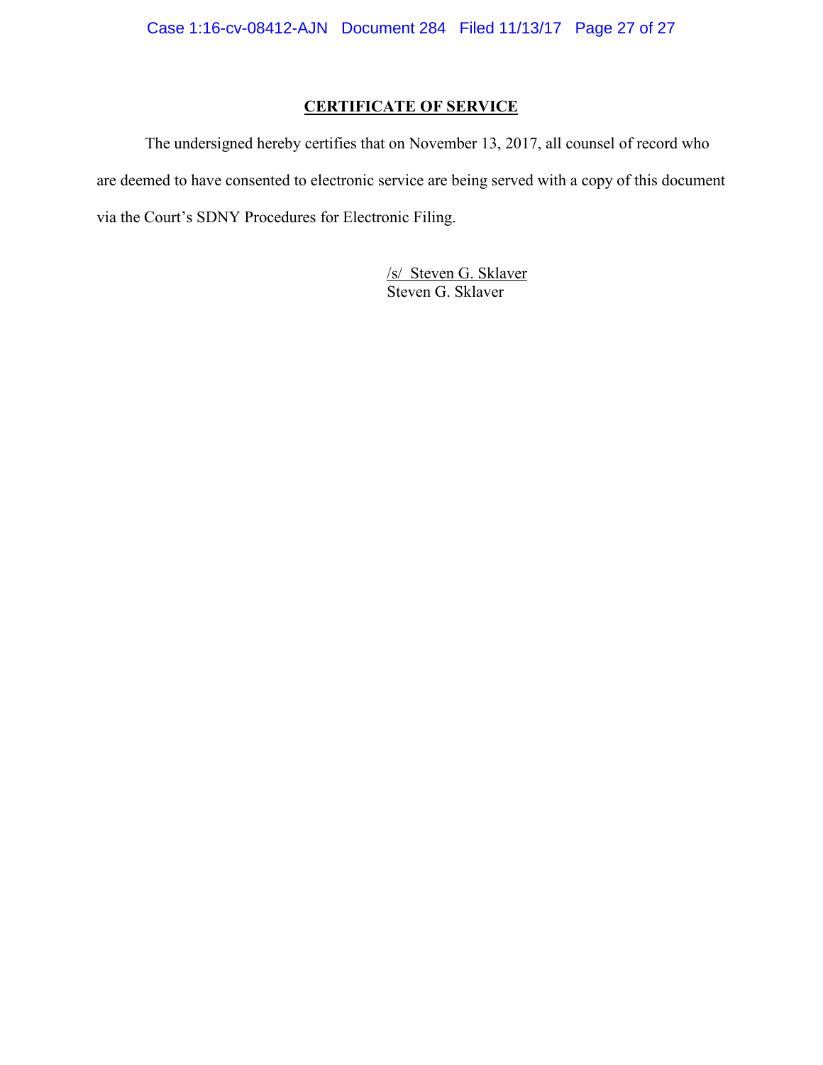# CERTIFICATE OF SERVICE

The undersigned hereby certifies that on November 13, 2017, all counsel of record who are deemed to have consented to electronic service are being served with a copy of this document via the Court's SDNY Procedures for Electronic Filing.

/s/ Steven G. Sklaver
Steven G. Sklaver